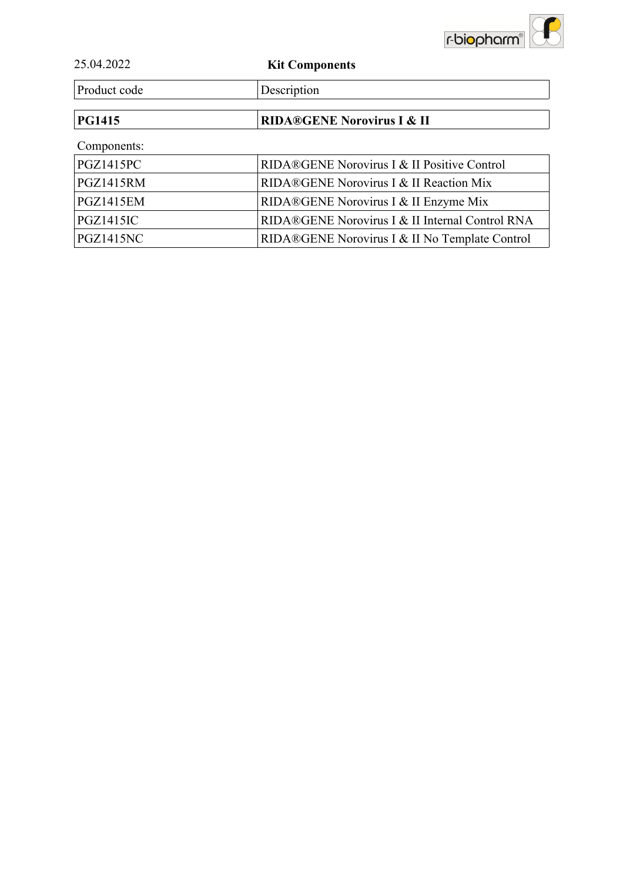25.04.2022

**Kit Components**

| Product code | Description |
| --- | --- |
| **PG1415** | **RIDA®GENE Norovirus I & II** |

Components:

| | |
| --- | --- |
| PGZ1415PC | RIDA®GENE Norovirus I & II Positive Control |
| PGZ1415RM | RIDA®GENE Norovirus I & II Reaction Mix |
| PGZ1415EM | RIDA®GENE Norovirus I & II Enzyme Mix |
| PGZ1415IC | RIDA®GENE Norovirus I & II Internal Control RNA |
| PGZ1415NC | RIDA®GENE Norovirus I & II No Template Control |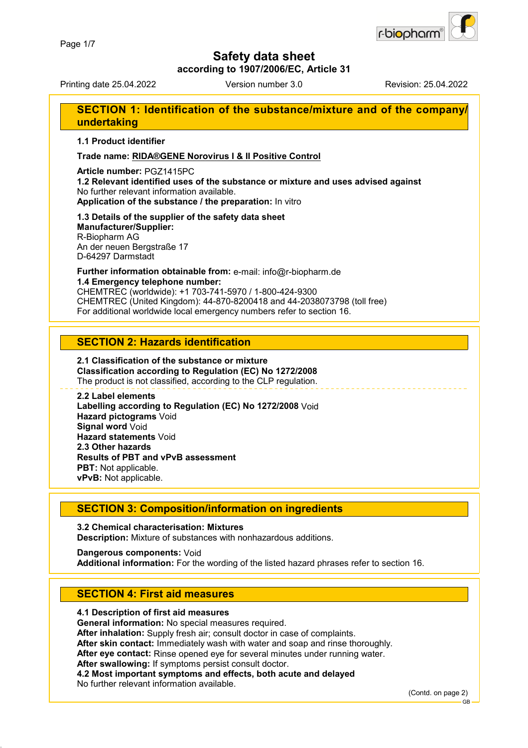# Safety data sheet

**according to 1907/2006/EC, Article 31**

Printing date 25.04.2022 Version number 3.0 Revision: 25.04.2022

## SECTION 1: Identification of the substance/mixture and of the company/undertaking

**1.1 Product identifier**

**Trade name: RIDA®GENE Norovirus I & II Positive Control**

**Article number:** PGZ1415PC
**1.2 Relevant identified uses of the substance or mixture and uses advised against**
No further relevant information available.
**Application of the substance / the preparation:** In vitro

**1.3 Details of the supplier of the safety data sheet**
**Manufacturer/Supplier:**
R-Biopharm AG
An der neuen Bergstraße 17
D-64297 Darmstadt

**Further information obtainable from:** e-mail: info@r-biopharm.de
**1.4 Emergency telephone number:**
CHEMTREC (worldwide): +1 703-741-5970 / 1-800-424-9300
CHEMTREC (United Kingdom): 44-870-8200418 and 44-2038073798 (toll free)
For additional worldwide local emergency numbers refer to section 16.

## SECTION 2: Hazards identification

**2.1 Classification of the substance or mixture**
**Classification according to Regulation (EC) No 1272/2008**
The product is not classified, according to the CLP regulation.

**2.2 Label elements**
**Labelling according to Regulation (EC) No 1272/2008** Void
**Hazard pictograms** Void
**Signal word** Void
**Hazard statements** Void
**2.3 Other hazards**
**Results of PBT and vPvB assessment**
**PBT:** Not applicable.
**vPvB:** Not applicable.

## SECTION 3: Composition/information on ingredients

**3.2 Chemical characterisation: Mixtures**
**Description:** Mixture of substances with nonhazardous additions.

**Dangerous components:** Void
**Additional information:** For the wording of the listed hazard phrases refer to section 16.

## SECTION 4: First aid measures

**4.1 Description of first aid measures**
**General information:** No special measures required.
**After inhalation:** Supply fresh air; consult doctor in case of complaints.
**After skin contact:** Immediately wash with water and soap and rinse thoroughly.
**After eye contact:** Rinse opened eye for several minutes under running water.
**After swallowing:** If symptoms persist consult doctor.
**4.2 Most important symptoms and effects, both acute and delayed**
No further relevant information available.

(Contd. on page 2)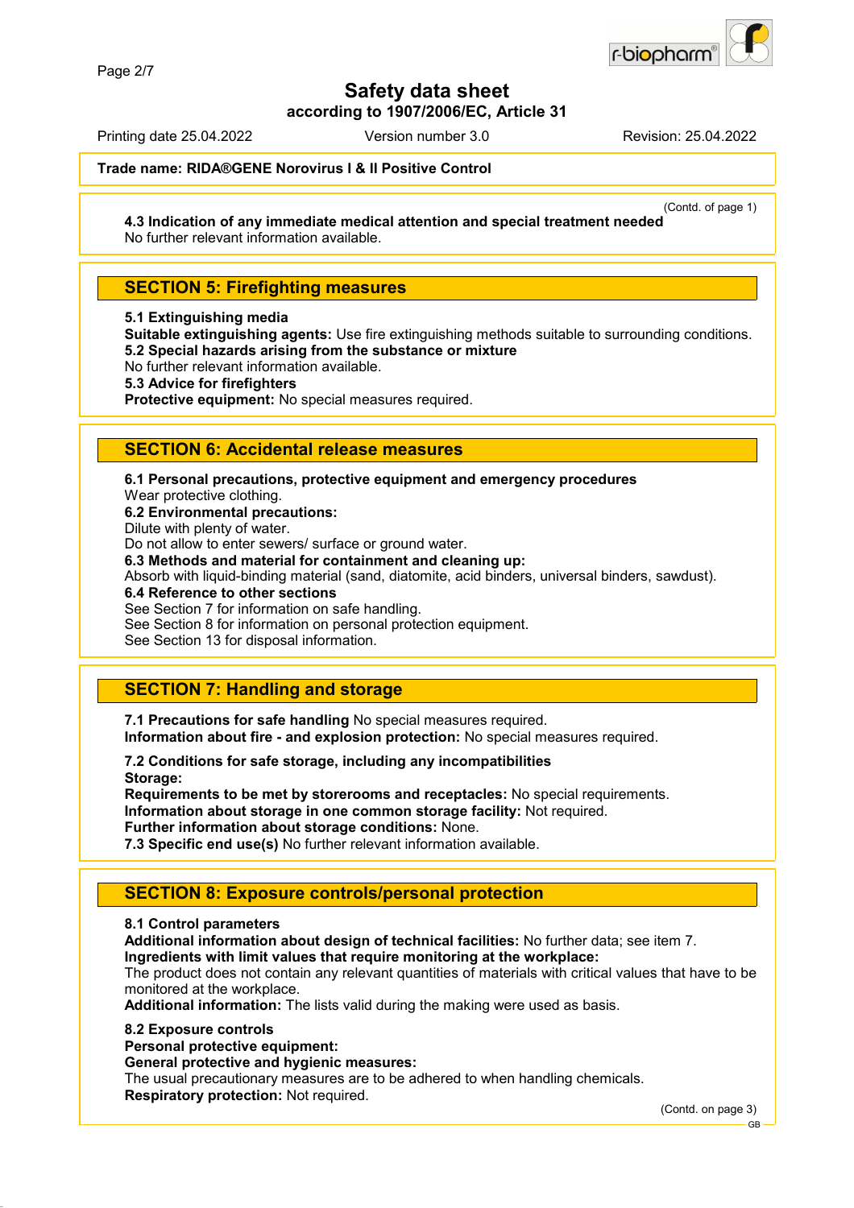**Trade name: RIDA®GENE Norovirus I & II Positive Control**

(Contd. of page 1)

**4.3 Indication of any immediate medical attention and special treatment needed**
No further relevant information available.

## SECTION 5: Firefighting measures

**5.1 Extinguishing media**
**Suitable extinguishing agents:** Use fire extinguishing methods suitable to surrounding conditions.
**5.2 Special hazards arising from the substance or mixture**
No further relevant information available.
**5.3 Advice for firefighters**
**Protective equipment:** No special measures required.

## SECTION 6: Accidental release measures

**6.1 Personal precautions, protective equipment and emergency procedures**
Wear protective clothing.
**6.2 Environmental precautions:**
Dilute with plenty of water.
Do not allow to enter sewers/ surface or ground water.
**6.3 Methods and material for containment and cleaning up:**
Absorb with liquid-binding material (sand, diatomite, acid binders, universal binders, sawdust).
**6.4 Reference to other sections**
See Section 7 for information on safe handling.
See Section 8 for information on personal protection equipment.
See Section 13 for disposal information.

## SECTION 7: Handling and storage

**7.1 Precautions for safe handling** No special measures required.
**Information about fire - and explosion protection:** No special measures required.

**7.2 Conditions for safe storage, including any incompatibilities**
**Storage:**
**Requirements to be met by storerooms and receptacles:** No special requirements.
**Information about storage in one common storage facility:** Not required.
**Further information about storage conditions:** None.
**7.3 Specific end use(s)** No further relevant information available.

## SECTION 8: Exposure controls/personal protection

**8.1 Control parameters**
**Additional information about design of technical facilities:** No further data; see item 7.
**Ingredients with limit values that require monitoring at the workplace:**
The product does not contain any relevant quantities of materials with critical values that have to be monitored at the workplace.
**Additional information:** The lists valid during the making were used as basis.

**8.2 Exposure controls**
**Personal protective equipment:**
**General protective and hygienic measures:**
The usual precautionary measures are to be adhered to when handling chemicals.
**Respiratory protection:** Not required.

(Contd. on page 3)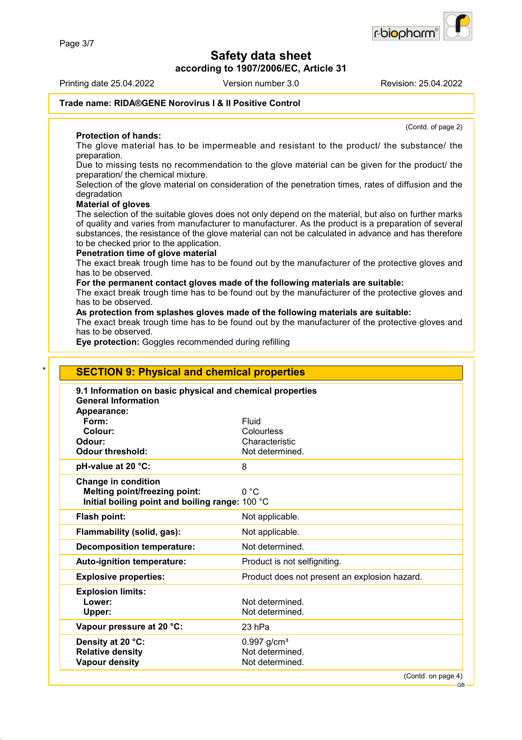# Safety data sheet

**according to 1907/2006/EC, Article 31**

Printing date 25.04.2022 Version number 3.0 Revision: 25.04.2022

**Trade name: RIDA®GENE Norovirus I & II Positive Control**

(Contd. of page 2)

**Protection of hands:**
The glove material has to be impermeable and resistant to the product/ the substance/ the preparation.
Due to missing tests no recommendation to the glove material can be given for the product/ the preparation/ the chemical mixture.
Selection of the glove material on consideration of the penetration times, rates of diffusion and the degradation

**Material of gloves**
The selection of the suitable gloves does not only depend on the material, but also on further marks of quality and varies from manufacturer to manufacturer. As the product is a preparation of several substances, the resistance of the glove material can not be calculated in advance and has therefore to be checked prior to the application.

**Penetration time of glove material**
The exact break trough time has to be found out by the manufacturer of the protective gloves and has to be observed.

**For the permanent contact gloves made of the following materials are suitable:**
The exact break trough time has to be found out by the manufacturer of the protective gloves and has to be observed.

**As protection from splashes gloves made of the following materials are suitable:**
The exact break trough time has to be found out by the manufacturer of the protective gloves and has to be observed.

**Eye protection:** Goggles recommended during refilling

## * SECTION 9: Physical and chemical properties

**9.1 Information on basic physical and chemical properties**
**General Information**

| | |
|---|---|
| **Appearance:** | |
| **Form:** | Fluid |
| **Colour:** | Colourless |
| **Odour:** | Characteristic |
| **Odour threshold:** | Not determined. |
| **pH-value at 20 °C:** | 8 |
| **Change in condition** | |
| **Melting point/freezing point:** | 0 °C |
| **Initial boiling point and boiling range:** | 100 °C |
| **Flash point:** | Not applicable. |
| **Flammability (solid, gas):** | Not applicable. |
| **Decomposition temperature:** | Not determined. |
| **Auto-ignition temperature:** | Product is not selfigniting. |
| **Explosive properties:** | Product does not present an explosion hazard. |
| **Explosion limits:** | |
| **Lower:** | Not determined. |
| **Upper:** | Not determined. |
| **Vapour pressure at 20 °C:** | 23 hPa |
| **Density at 20 °C:** | 0.997 g/cm³ |
| **Relative density** | Not determined. |
| **Vapour density** | Not determined. |

(Contd. on page 4)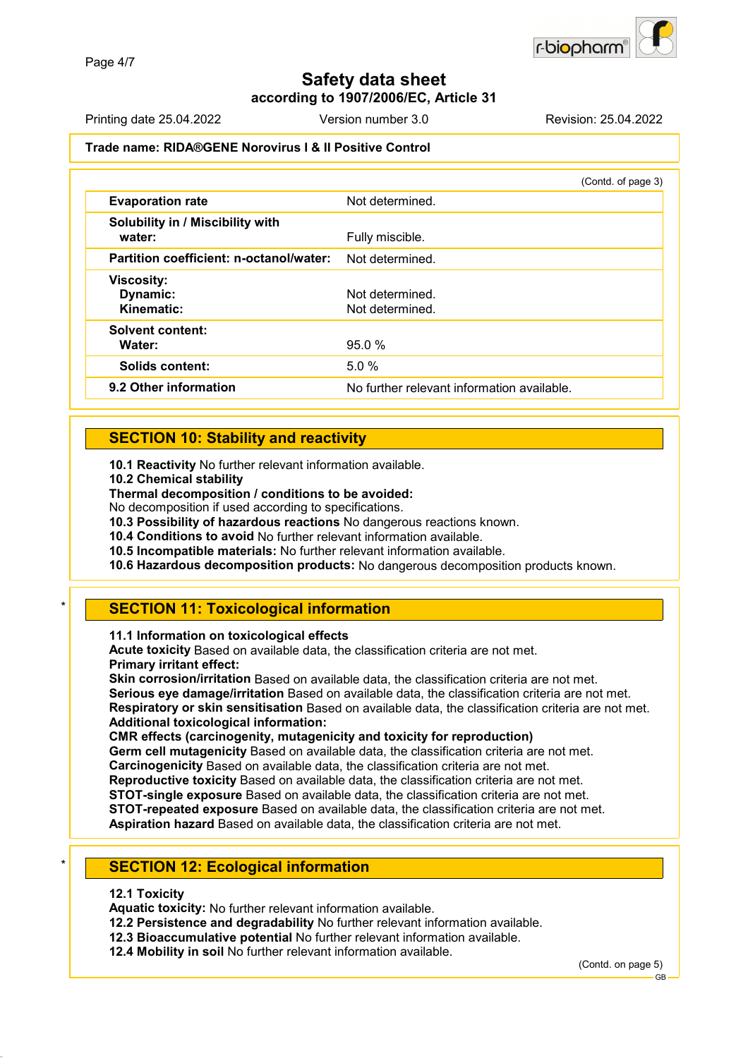**Trade name: RIDA®GENE Norovirus I & II Positive Control**

(Contd. of page 3)

| | |
|---|---|
| **Evaporation rate** | Not determined. |
| **Solubility in / Miscibility with water:** | Fully miscible. |
| **Partition coefficient: n-octanol/water:** | Not determined. |
| **Viscosity:** | |
| **Dynamic:** | Not determined. |
| **Kinematic:** | Not determined. |
| **Solvent content:** | |
| **Water:** | 95.0 % |
| **Solids content:** | 5.0 % |
| **9.2 Other information** | No further relevant information available. |

## SECTION 10: Stability and reactivity

**10.1 Reactivity** No further relevant information available.
**10.2 Chemical stability**
**Thermal decomposition / conditions to be avoided:**
No decomposition if used according to specifications.
**10.3 Possibility of hazardous reactions** No dangerous reactions known.
**10.4 Conditions to avoid** No further relevant information available.
**10.5 Incompatible materials:** No further relevant information available.
**10.6 Hazardous decomposition products:** No dangerous decomposition products known.

\* 
## SECTION 11: Toxicological information

**11.1 Information on toxicological effects**
**Acute toxicity** Based on available data, the classification criteria are not met.
**Primary irritant effect:**
**Skin corrosion/irritation** Based on available data, the classification criteria are not met.
**Serious eye damage/irritation** Based on available data, the classification criteria are not met.
**Respiratory or skin sensitisation** Based on available data, the classification criteria are not met.
**Additional toxicological information:**
**CMR effects (carcinogenity, mutagenicity and toxicity for reproduction)**
**Germ cell mutagenicity** Based on available data, the classification criteria are not met.
**Carcinogenicity** Based on available data, the classification criteria are not met.
**Reproductive toxicity** Based on available data, the classification criteria are not met.
**STOT-single exposure** Based on available data, the classification criteria are not met.
**STOT-repeated exposure** Based on available data, the classification criteria are not met.
**Aspiration hazard** Based on available data, the classification criteria are not met.

\* 
## SECTION 12: Ecological information

**12.1 Toxicity**
**Aquatic toxicity:** No further relevant information available.
**12.2 Persistence and degradability** No further relevant information available.
**12.3 Bioaccumulative potential** No further relevant information available.
**12.4 Mobility in soil** No further relevant information available.

(Contd. on page 5)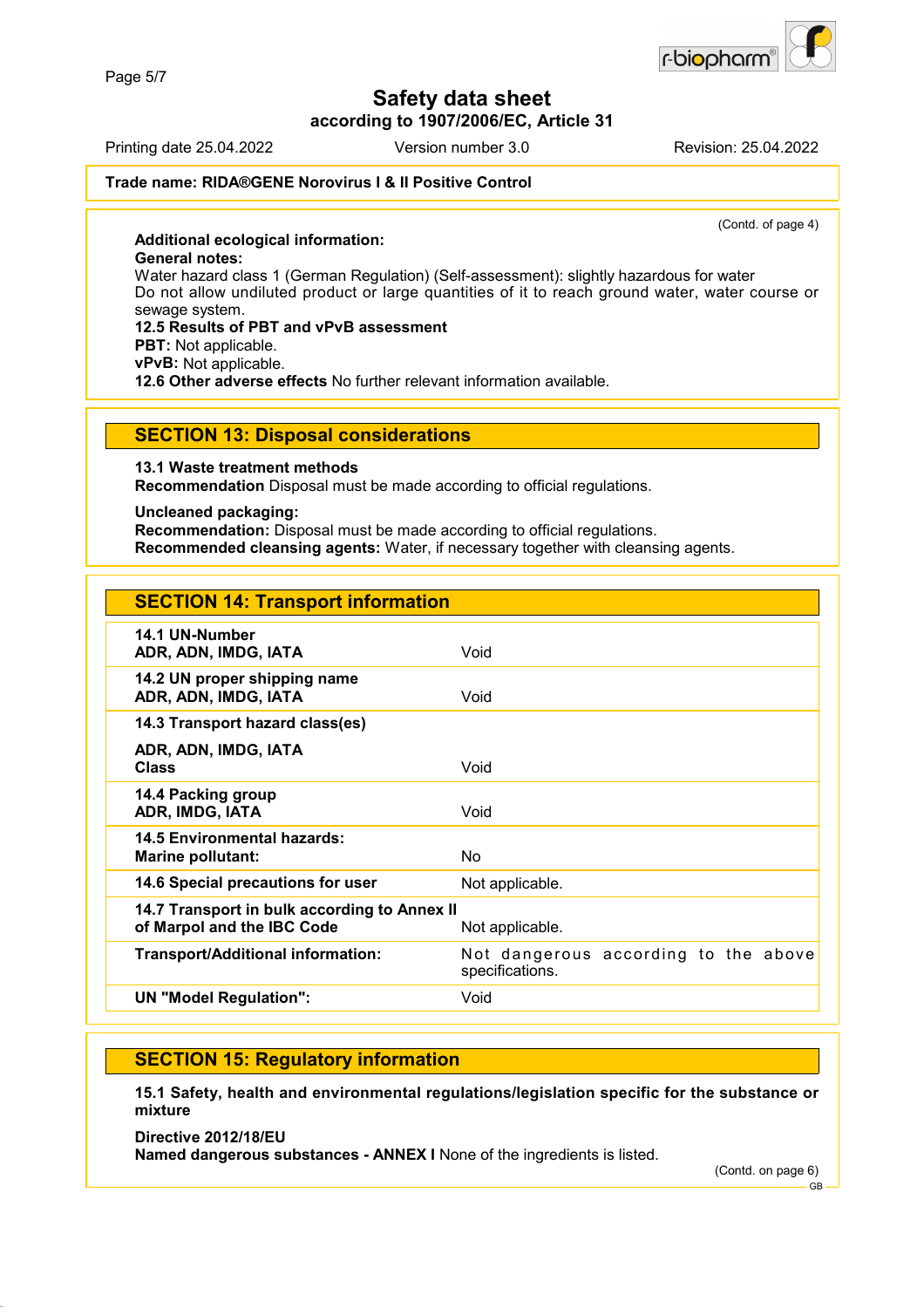**Trade name: RIDA®GENE Norovirus I & II Positive Control**

(Contd. of page 4)

**Additional ecological information:**
**General notes:**
Water hazard class 1 (German Regulation) (Self-assessment): slightly hazardous for water
Do not allow undiluted product or large quantities of it to reach ground water, water course or sewage system.
**12.5 Results of PBT and vPvB assessment**
**PBT:** Not applicable.
**vPvB:** Not applicable.
**12.6 Other adverse effects** No further relevant information available.

## SECTION 13: Disposal considerations

**13.1 Waste treatment methods**
**Recommendation** Disposal must be made according to official regulations.

**Uncleaned packaging:**
**Recommendation:** Disposal must be made according to official regulations.
**Recommended cleansing agents:** Water, if necessary together with cleansing agents.

## SECTION 14: Transport information

| | |
|---|---|
| **14.1 UN-Number** **ADR, ADN, IMDG, IATA** | Void |
| **14.2 UN proper shipping name** **ADR, ADN, IMDG, IATA** | Void |
| **14.3 Transport hazard class(es)** **ADR, ADN, IMDG, IATA** **Class** | Void |
| **14.4 Packing group** **ADR, IMDG, IATA** | Void |
| **14.5 Environmental hazards:** **Marine pollutant:** | No |
| **14.6 Special precautions for user** | Not applicable. |
| **14.7 Transport in bulk according to Annex II of Marpol and the IBC Code** | Not applicable. |
| **Transport/Additional information:** | Not dangerous according to the above specifications. |
| **UN "Model Regulation":** | Void |

## SECTION 15: Regulatory information

**15.1 Safety, health and environmental regulations/legislation specific for the substance or mixture**

**Directive 2012/18/EU**
**Named dangerous substances - ANNEX I** None of the ingredients is listed.

(Contd. on page 6)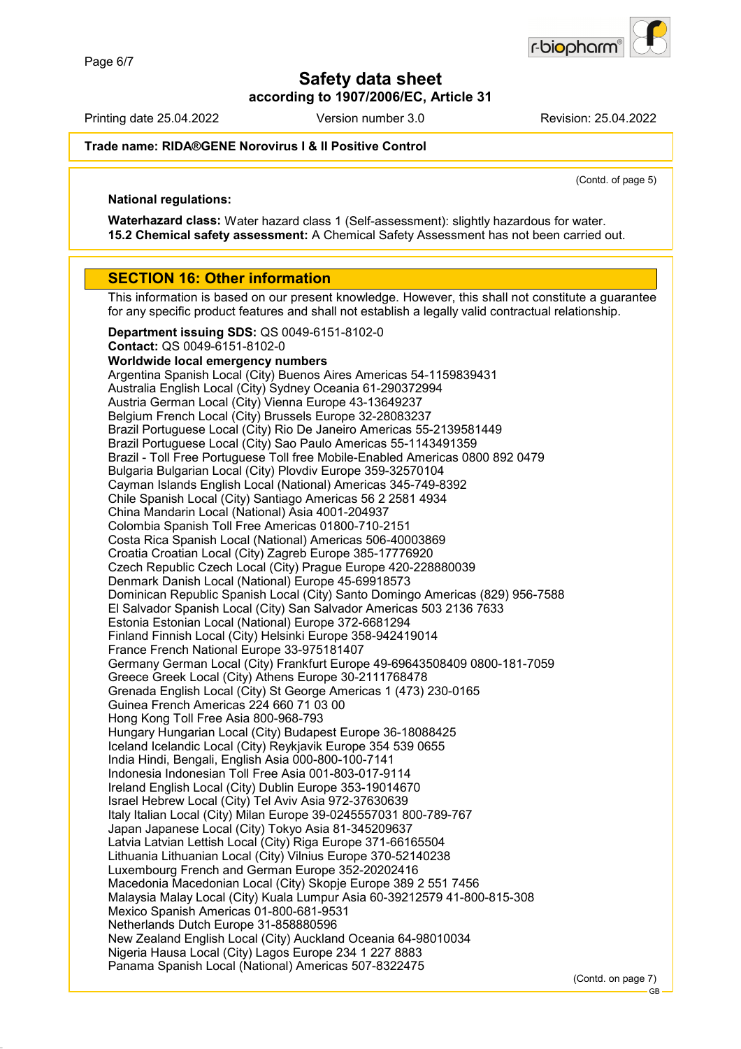**Trade name: RIDA®GENE Norovirus I & II Positive Control**

(Contd. of page 5)

**National regulations:**

**Waterhazard class:** Water hazard class 1 (Self-assessment): slightly hazardous for water.
**15.2 Chemical safety assessment:** A Chemical Safety Assessment has not been carried out.

## SECTION 16: Other information

This information is based on our present knowledge. However, this shall not constitute a guarantee for any specific product features and shall not establish a legally valid contractual relationship.

**Department issuing SDS:** QS 0049-6151-8102-0
**Contact:** QS 0049-6151-8102-0
**Worldwide local emergency numbers**
Argentina Spanish Local (City) Buenos Aires Americas 54-1159839431
Australia English Local (City) Sydney Oceania 61-290372994
Austria German Local (City) Vienna Europe 43-13649237
Belgium French Local (City) Brussels Europe 32-28083237
Brazil Portuguese Local (City) Rio De Janeiro Americas 55-2139581449
Brazil Portuguese Local (City) Sao Paulo Americas 55-1143491359
Brazil - Toll Free Portuguese Toll free Mobile-Enabled Americas 0800 892 0479
Bulgaria Bulgarian Local (City) Plovdiv Europe 359-32570104
Cayman Islands English Local (National) Americas 345-749-8392
Chile Spanish Local (City) Santiago Americas 56 2 2581 4934
China Mandarin Local (National) Asia 4001-204937
Colombia Spanish Toll Free Americas 01800-710-2151
Costa Rica Spanish Local (National) Americas 506-40003869
Croatia Croatian Local (City) Zagreb Europe 385-17776920
Czech Republic Czech Local (City) Prague Europe 420-228880039
Denmark Danish Local (National) Europe 45-69918573
Dominican Republic Spanish Local (City) Santo Domingo Americas (829) 956-7588
El Salvador Spanish Local (City) San Salvador Americas 503 2136 7633
Estonia Estonian Local (National) Europe 372-6681294
Finland Finnish Local (City) Helsinki Europe 358-942419014
France French National Europe 33-975181407
Germany German Local (City) Frankfurt Europe 49-69643508409 0800-181-7059
Greece Greek Local (City) Athens Europe 30-2111768478
Grenada English Local (City) St George Americas 1 (473) 230-0165
Guinea French Americas 224 660 71 03 00
Hong Kong Toll Free Asia 800-968-793
Hungary Hungarian Local (City) Budapest Europe 36-18088425
Iceland Icelandic Local (City) Reykjavik Europe 354 539 0655
India Hindi, Bengali, English Asia 000-800-100-7141
Indonesia Indonesian Toll Free Asia 001-803-017-9114
Ireland English Local (City) Dublin Europe 353-19014670
Israel Hebrew Local (City) Tel Aviv Asia 972-37630639
Italy Italian Local (City) Milan Europe 39-0245557031 800-789-767
Japan Japanese Local (City) Tokyo Asia 81-345209637
Latvia Latvian Lettish Local (City) Riga Europe 371-66165504
Lithuania Lithuanian Local (City) Vilnius Europe 370-52140238
Luxembourg French and German Europe 352-20202416
Macedonia Macedonian Local (City) Skopje Europe 389 2 551 7456
Malaysia Malay Local (City) Kuala Lumpur Asia 60-39212579 41-800-815-308
Mexico Spanish Americas 01-800-681-9531
Netherlands Dutch Europe 31-858880596
New Zealand English Local (City) Auckland Oceania 64-98010034
Nigeria Hausa Local (City) Lagos Europe 234 1 227 8883
Panama Spanish Local (National) Americas 507-8322475

(Contd. on page 7)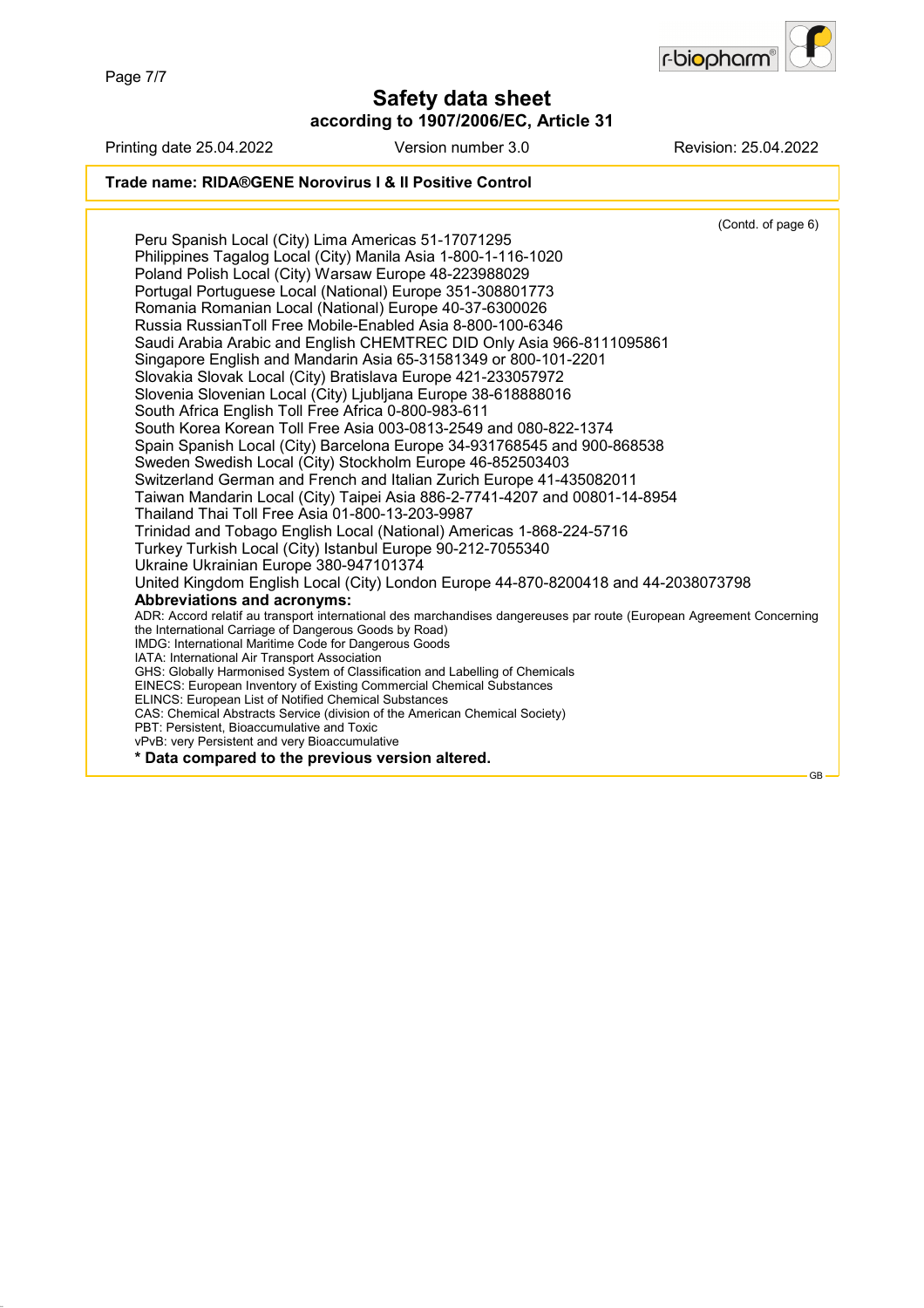Safety data sheet
according to 1907/2006/EC, Article 31

Printing date 25.04.2022 Version number 3.0 Revision: 25.04.2022

**Trade name: RIDA®GENE Norovirus I & II Positive Control**

(Contd. of page 6)

Peru Spanish Local (City) Lima Americas 51-17071295
Philippines Tagalog Local (City) Manila Asia 1-800-1-116-1020
Poland Polish Local (City) Warsaw Europe 48-223988029
Portugal Portuguese Local (National) Europe 351-308801773
Romania Romanian Local (National) Europe 40-37-6300026
Russia RussianToll Free Mobile-Enabled Asia 8-800-100-6346
Saudi Arabia Arabic and English CHEMTREC DID Only Asia 966-8111095861
Singapore English and Mandarin Asia 65-31581349 or 800-101-2201
Slovakia Slovak Local (City) Bratislava Europe 421-233057972
Slovenia Slovenian Local (City) Ljubljana Europe 38-618888016
South Africa English Toll Free Africa 0-800-983-611
South Korea Korean Toll Free Asia 003-0813-2549 and 080-822-1374
Spain Spanish Local (City) Barcelona Europe 34-931768545 and 900-868538
Sweden Swedish Local (City) Stockholm Europe 46-852503403
Switzerland German and French and Italian Zurich Europe 41-435082011
Taiwan Mandarin Local (City) Taipei Asia 886-2-7741-4207 and 00801-14-8954
Thailand Thai Toll Free Asia 01-800-13-203-9987
Trinidad and Tobago English Local (National) Americas 1-868-224-5716
Turkey Turkish Local (City) Istanbul Europe 90-212-7055340
Ukraine Ukrainian Europe 380-947101374
United Kingdom English Local (City) London Europe 44-870-8200418 and 44-2038073798

**Abbreviations and acronyms:**

ADR: Accord relatif au transport international des marchandises dangereuses par route (European Agreement Concerning the International Carriage of Dangerous Goods by Road)
IMDG: International Maritime Code for Dangerous Goods
IATA: International Air Transport Association
GHS: Globally Harmonised System of Classification and Labelling of Chemicals
EINECS: European Inventory of Existing Commercial Chemical Substances
ELINCS: European List of Notified Chemical Substances
CAS: Chemical Abstracts Service (division of the American Chemical Society)
PBT: Persistent, Bioaccumulative and Toxic
vPvB: very Persistent and very Bioaccumulative

**\* Data compared to the previous version altered.**

GB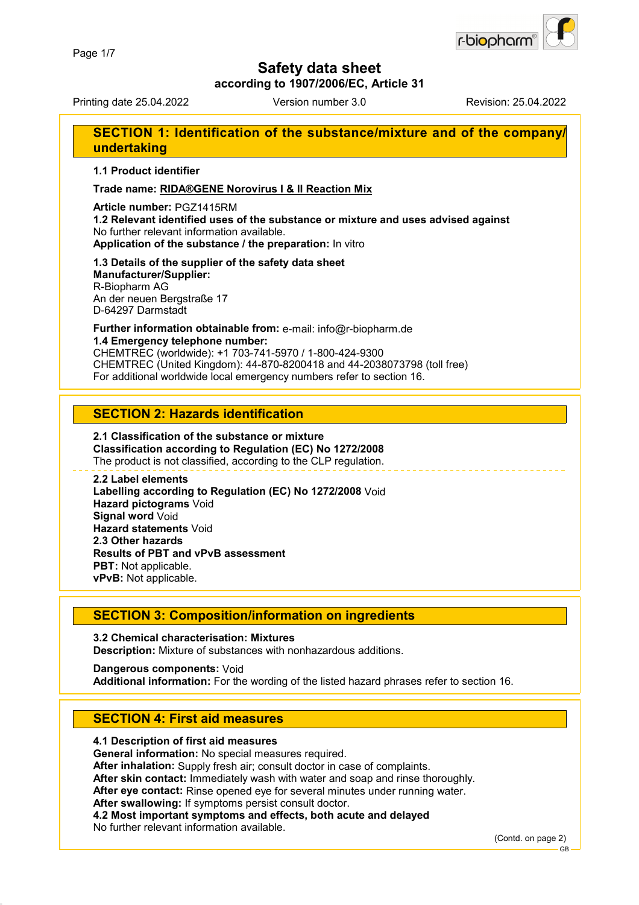# Safety data sheet

**according to 1907/2006/EC, Article 31**

Printing date 25.04.2022 Version number 3.0 Revision: 25.04.2022

## SECTION 1: Identification of the substance/mixture and of the company/undertaking

**1.1 Product identifier**

**Trade name: RIDA®GENE Norovirus I & II Reaction Mix**

**Article number:** PGZ1415RM
**1.2 Relevant identified uses of the substance or mixture and uses advised against**
No further relevant information available.
**Application of the substance / the preparation:** In vitro

**1.3 Details of the supplier of the safety data sheet**
**Manufacturer/Supplier:**
R-Biopharm AG
An der neuen Bergstraße 17
D-64297 Darmstadt

**Further information obtainable from:** e-mail: info@r-biopharm.de
**1.4 Emergency telephone number:**
CHEMTREC (worldwide): +1 703-741-5970 / 1-800-424-9300
CHEMTREC (United Kingdom): 44-870-8200418 and 44-2038073798 (toll free)
For additional worldwide local emergency numbers refer to section 16.

## SECTION 2: Hazards identification

**2.1 Classification of the substance or mixture**
**Classification according to Regulation (EC) No 1272/2008**
The product is not classified, according to the CLP regulation.

**2.2 Label elements**
**Labelling according to Regulation (EC) No 1272/2008** Void
**Hazard pictograms** Void
**Signal word** Void
**Hazard statements** Void
**2.3 Other hazards**
**Results of PBT and vPvB assessment**
**PBT:** Not applicable.
**vPvB:** Not applicable.

## SECTION 3: Composition/information on ingredients

**3.2 Chemical characterisation: Mixtures**
**Description:** Mixture of substances with nonhazardous additions.

**Dangerous components:** Void
**Additional information:** For the wording of the listed hazard phrases refer to section 16.

## SECTION 4: First aid measures

**4.1 Description of first aid measures**
**General information:** No special measures required.
**After inhalation:** Supply fresh air; consult doctor in case of complaints.
**After skin contact:** Immediately wash with water and soap and rinse thoroughly.
**After eye contact:** Rinse opened eye for several minutes under running water.
**After swallowing:** If symptoms persist consult doctor.
**4.2 Most important symptoms and effects, both acute and delayed**
No further relevant information available.

(Contd. on page 2)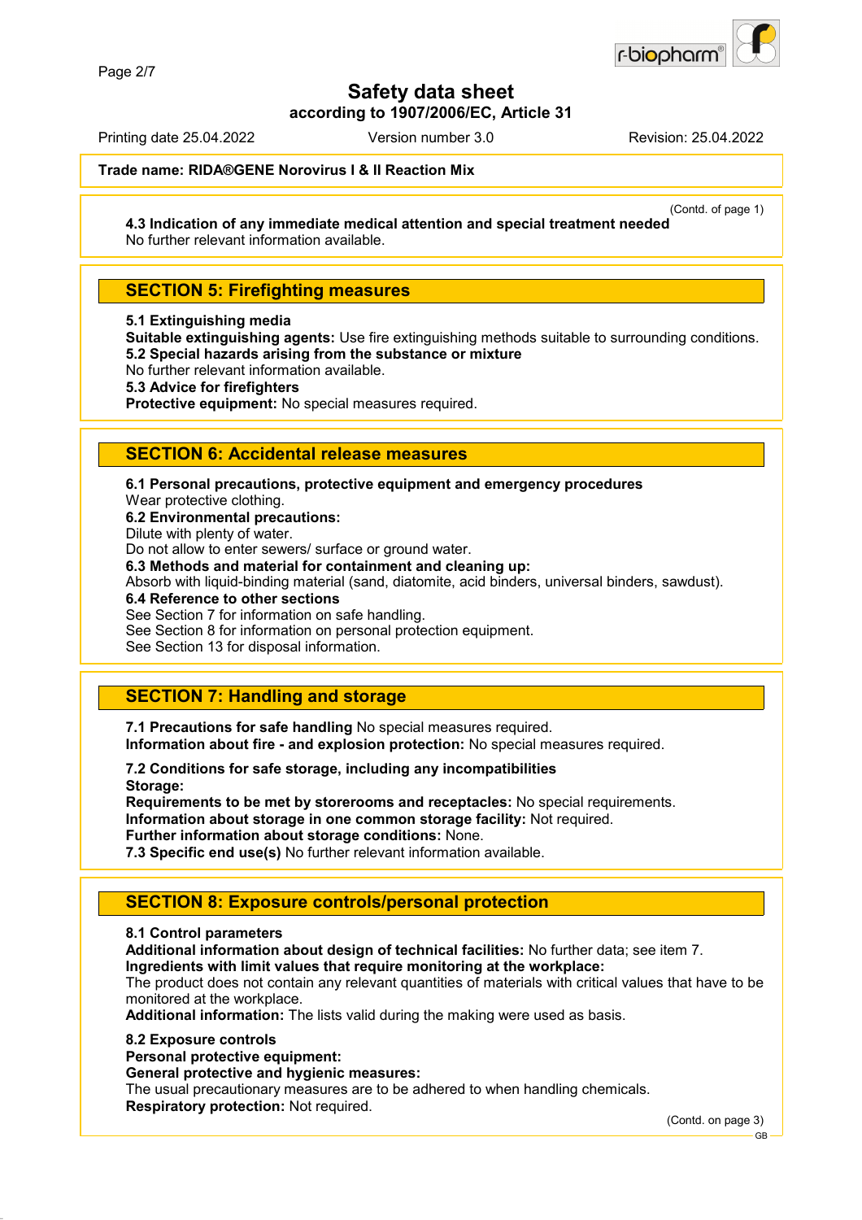**Trade name: RIDA®GENE Norovirus I & II Reaction Mix**

(Contd. of page 1)

**4.3 Indication of any immediate medical attention and special treatment needed**
No further relevant information available.

## SECTION 5: Firefighting measures

**5.1 Extinguishing media**
**Suitable extinguishing agents:** Use fire extinguishing methods suitable to surrounding conditions.
**5.2 Special hazards arising from the substance or mixture**
No further relevant information available.
**5.3 Advice for firefighters**
**Protective equipment:** No special measures required.

## SECTION 6: Accidental release measures

**6.1 Personal precautions, protective equipment and emergency procedures**
Wear protective clothing.
**6.2 Environmental precautions:**
Dilute with plenty of water.
Do not allow to enter sewers/ surface or ground water.
**6.3 Methods and material for containment and cleaning up:**
Absorb with liquid-binding material (sand, diatomite, acid binders, universal binders, sawdust).
**6.4 Reference to other sections**
See Section 7 for information on safe handling.
See Section 8 for information on personal protection equipment.
See Section 13 for disposal information.

## SECTION 7: Handling and storage

**7.1 Precautions for safe handling** No special measures required.
**Information about fire - and explosion protection:** No special measures required.

**7.2 Conditions for safe storage, including any incompatibilities**
**Storage:**
**Requirements to be met by storerooms and receptacles:** No special requirements.
**Information about storage in one common storage facility:** Not required.
**Further information about storage conditions:** None.
**7.3 Specific end use(s)** No further relevant information available.

## SECTION 8: Exposure controls/personal protection

**8.1 Control parameters**
**Additional information about design of technical facilities:** No further data; see item 7.
**Ingredients with limit values that require monitoring at the workplace:**
The product does not contain any relevant quantities of materials with critical values that have to be monitored at the workplace.
**Additional information:** The lists valid during the making were used as basis.

**8.2 Exposure controls**
**Personal protective equipment:**
**General protective and hygienic measures:**
The usual precautionary measures are to be adhered to when handling chemicals.
**Respiratory protection:** Not required.

(Contd. on page 3)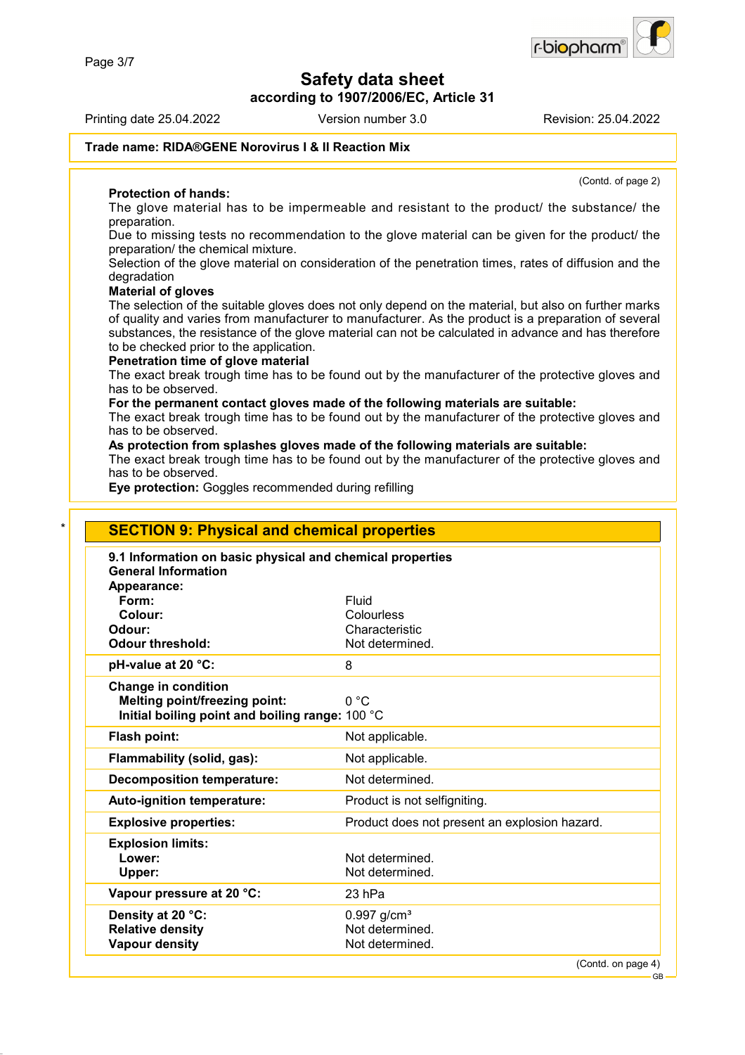**Trade name: RIDA®GENE Norovirus I & II Reaction Mix**

(Contd. of page 2)

**Protection of hands:**
The glove material has to be impermeable and resistant to the product/ the substance/ the preparation.
Due to missing tests no recommendation to the glove material can be given for the product/ the preparation/ the chemical mixture.
Selection of the glove material on consideration of the penetration times, rates of diffusion and the degradation

**Material of gloves**
The selection of the suitable gloves does not only depend on the material, but also on further marks of quality and varies from manufacturer to manufacturer. As the product is a preparation of several substances, the resistance of the glove material can not be calculated in advance and has therefore to be checked prior to the application.

**Penetration time of glove material**
The exact break trough time has to be found out by the manufacturer of the protective gloves and has to be observed.

**For the permanent contact gloves made of the following materials are suitable:**
The exact break trough time has to be found out by the manufacturer of the protective gloves and has to be observed.

**As protection from splashes gloves made of the following materials are suitable:**
The exact break trough time has to be found out by the manufacturer of the protective gloves and has to be observed.

**Eye protection:** Goggles recommended during refilling

\*

## SECTION 9: Physical and chemical properties

**9.1 Information on basic physical and chemical properties**

**General Information**

| | |
|---|---|
| **Appearance:** | |
| **Form:** | Fluid |
| **Colour:** | Colourless |
| **Odour:** | Characteristic |
| **Odour threshold:** | Not determined. |
| **pH-value at 20 °C:** | 8 |
| **Change in condition** | |
| **Melting point/freezing point:** | 0 °C |
| **Initial boiling point and boiling range:** | 100 °C |
| **Flash point:** | Not applicable. |
| **Flammability (solid, gas):** | Not applicable. |
| **Decomposition temperature:** | Not determined. |
| **Auto-ignition temperature:** | Product is not selfigniting. |
| **Explosive properties:** | Product does not present an explosion hazard. |
| **Explosion limits:** | |
| **Lower:** | Not determined. |
| **Upper:** | Not determined. |
| **Vapour pressure at 20 °C:** | 23 hPa |
| **Density at 20 °C:** | 0.997 g/cm³ |
| **Relative density** | Not determined. |
| **Vapour density** | Not determined. |

(Contd. on page 4)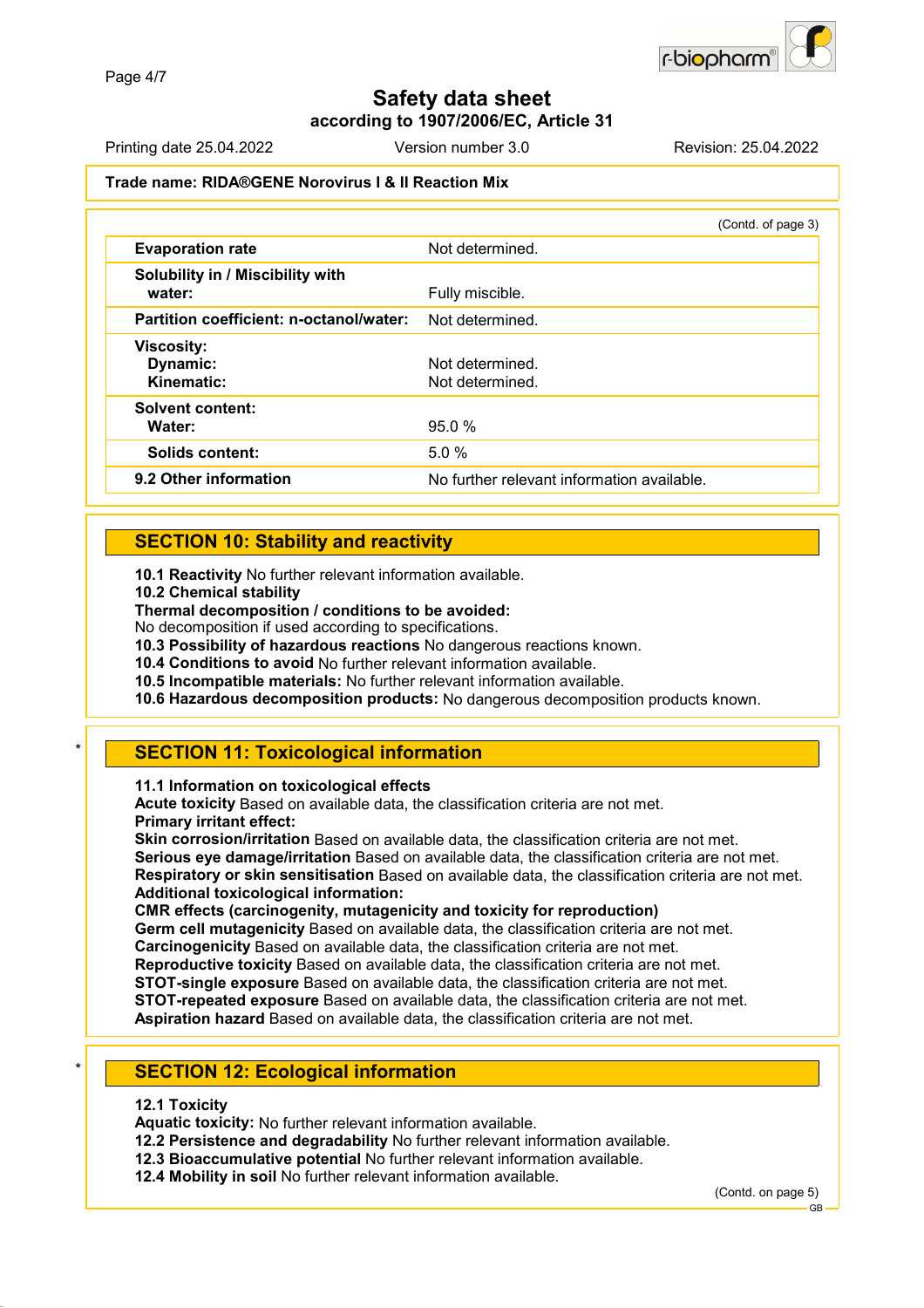Trade name: RIDA®GENE Norovirus I & II Reaction Mix

(Contd. of page 3)

| | |
|---|---|
| **Evaporation rate** | Not determined. |
| **Solubility in / Miscibility with water:** | Fully miscible. |
| **Partition coefficient: n-octanol/water:** | Not determined. |
| **Viscosity:** | |
| **Dynamic:** | Not determined. |
| **Kinematic:** | Not determined. |
| **Solvent content:** | |
| **Water:** | 95.0 % |
| **Solids content:** | 5.0 % |
| **9.2 Other information** | No further relevant information available. |

## SECTION 10: Stability and reactivity

**10.1 Reactivity** No further relevant information available.
**10.2 Chemical stability**
**Thermal decomposition / conditions to be avoided:**
No decomposition if used according to specifications.
**10.3 Possibility of hazardous reactions** No dangerous reactions known.
**10.4 Conditions to avoid** No further relevant information available.
**10.5 Incompatible materials:** No further relevant information available.
**10.6 Hazardous decomposition products:** No dangerous decomposition products known.

## * SECTION 11: Toxicological information

**11.1 Information on toxicological effects**
**Acute toxicity** Based on available data, the classification criteria are not met.
**Primary irritant effect:**
**Skin corrosion/irritation** Based on available data, the classification criteria are not met.
**Serious eye damage/irritation** Based on available data, the classification criteria are not met.
**Respiratory or skin sensitisation** Based on available data, the classification criteria are not met.
**Additional toxicological information:**
**CMR effects (carcinogenity, mutagenicity and toxicity for reproduction)**
**Germ cell mutagenicity** Based on available data, the classification criteria are not met.
**Carcinogenicity** Based on available data, the classification criteria are not met.
**Reproductive toxicity** Based on available data, the classification criteria are not met.
**STOT-single exposure** Based on available data, the classification criteria are not met.
**STOT-repeated exposure** Based on available data, the classification criteria are not met.
**Aspiration hazard** Based on available data, the classification criteria are not met.

## * SECTION 12: Ecological information

**12.1 Toxicity**
**Aquatic toxicity:** No further relevant information available.
**12.2 Persistence and degradability** No further relevant information available.
**12.3 Bioaccumulative potential** No further relevant information available.
**12.4 Mobility in soil** No further relevant information available.

(Contd. on page 5)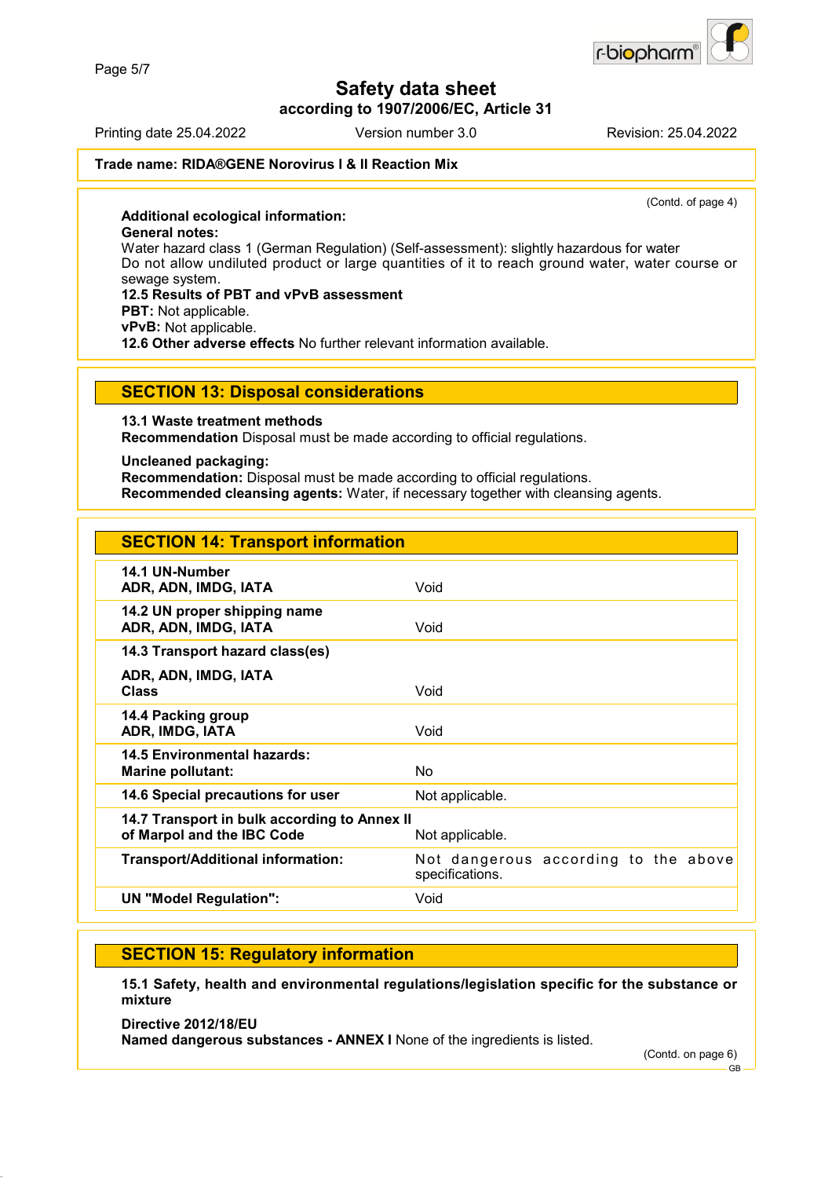# Safety data sheet

**according to 1907/2006/EC, Article 31**

Printing date 25.04.2022 | Version number 3.0 | Revision: 25.04.2022

**Trade name: RIDA®GENE Norovirus I & II Reaction Mix**

(Contd. of page 4)

**Additional ecological information:**
**General notes:**
Water hazard class 1 (German Regulation) (Self-assessment): slightly hazardous for water
Do not allow undiluted product or large quantities of it to reach ground water, water course or sewage system.
**12.5 Results of PBT and vPvB assessment**
**PBT:** Not applicable.
**vPvB:** Not applicable.
**12.6 Other adverse effects** No further relevant information available.

## SECTION 13: Disposal considerations

**13.1 Waste treatment methods**
**Recommendation** Disposal must be made according to official regulations.

**Uncleaned packaging:**
**Recommendation:** Disposal must be made according to official regulations.
**Recommended cleansing agents:** Water, if necessary together with cleansing agents.

## SECTION 14: Transport information

| | |
|---|---|
| **14.1 UN-Number** **ADR, ADN, IMDG, IATA** | Void |
| **14.2 UN proper shipping name** **ADR, ADN, IMDG, IATA** | Void |
| **14.3 Transport hazard class(es)** **ADR, ADN, IMDG, IATA** **Class** | Void |
| **14.4 Packing group** **ADR, IMDG, IATA** | Void |
| **14.5 Environmental hazards:** **Marine pollutant:** | No |
| **14.6 Special precautions for user** | Not applicable. |
| **14.7 Transport in bulk according to Annex II of Marpol and the IBC Code** | Not applicable. |
| **Transport/Additional information:** | Not dangerous according to the above specifications. |
| **UN "Model Regulation":** | Void |

## SECTION 15: Regulatory information

**15.1 Safety, health and environmental regulations/legislation specific for the substance or mixture**

**Directive 2012/18/EU**
**Named dangerous substances - ANNEX I** None of the ingredients is listed.

(Contd. on page 6)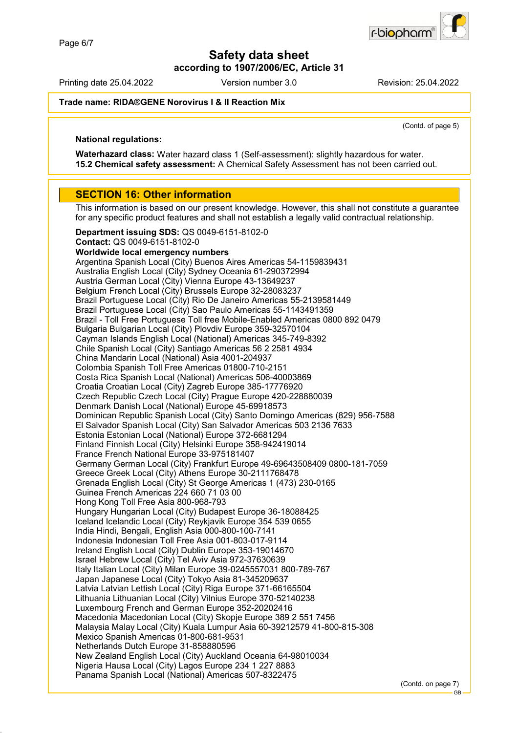**Trade name: RIDA®GENE Norovirus I & II Reaction Mix**

(Contd. of page 5)

**National regulations:**

**Waterhazard class:** Water hazard class 1 (Self-assessment): slightly hazardous for water.
**15.2 Chemical safety assessment:** A Chemical Safety Assessment has not been carried out.

## SECTION 16: Other information

This information is based on our present knowledge. However, this shall not constitute a guarantee for any specific product features and shall not establish a legally valid contractual relationship.

**Department issuing SDS:** QS 0049-6151-8102-0
**Contact:** QS 0049-6151-8102-0
**Worldwide local emergency numbers**
Argentina Spanish Local (City) Buenos Aires Americas 54-1159839431
Australia English Local (City) Sydney Oceania 61-290372994
Austria German Local (City) Vienna Europe 43-13649237
Belgium French Local (City) Brussels Europe 32-28083237
Brazil Portuguese Local (City) Rio De Janeiro Americas 55-2139581449
Brazil Portuguese Local (City) Sao Paulo Americas 55-1143491359
Brazil - Toll Free Portuguese Toll free Mobile-Enabled Americas 0800 892 0479
Bulgaria Bulgarian Local (City) Plovdiv Europe 359-32570104
Cayman Islands English Local (National) Americas 345-749-8392
Chile Spanish Local (City) Santiago Americas 56 2 2581 4934
China Mandarin Local (National) Asia 4001-204937
Colombia Spanish Toll Free Americas 01800-710-2151
Costa Rica Spanish Local (National) Americas 506-40003869
Croatia Croatian Local (City) Zagreb Europe 385-17776920
Czech Republic Czech Local (City) Prague Europe 420-228880039
Denmark Danish Local (National) Europe 45-69918573
Dominican Republic Spanish Local (City) Santo Domingo Americas (829) 956-7588
El Salvador Spanish Local (City) San Salvador Americas 503 2136 7633
Estonia Estonian Local (National) Europe 372-6681294
Finland Finnish Local (City) Helsinki Europe 358-942419014
France French National Europe 33-975181407
Germany German Local (City) Frankfurt Europe 49-69643508409 0800-181-7059
Greece Greek Local (City) Athens Europe 30-2111768478
Grenada English Local (City) St George Americas 1 (473) 230-0165
Guinea French Americas 224 660 71 03 00
Hong Kong Toll Free Asia 800-968-793
Hungary Hungarian Local (City) Budapest Europe 36-18088425
Iceland Icelandic Local (City) Reykjavik Europe 354 539 0655
India Hindi, Bengali, English Asia 000-800-100-7141
Indonesia Indonesian Toll Free Asia 001-803-017-9114
Ireland English Local (City) Dublin Europe 353-19014670
Israel Hebrew Local (City) Tel Aviv Asia 972-37630639
Italy Italian Local (City) Milan Europe 39-0245557031 800-789-767
Japan Japanese Local (City) Tokyo Asia 81-345209637
Latvia Latvian Lettish Local (City) Riga Europe 371-66165504
Lithuania Lithuanian Local (City) Vilnius Europe 370-52140238
Luxembourg French and German Europe 352-20202416
Macedonia Macedonian Local (City) Skopje Europe 389 2 551 7456
Malaysia Malay Local (City) Kuala Lumpur Asia 60-39212579 41-800-815-308
Mexico Spanish Americas 01-800-681-9531
Netherlands Dutch Europe 31-858880596
New Zealand English Local (City) Auckland Oceania 64-98010034
Nigeria Hausa Local (City) Lagos Europe 234 1 227 8883
Panama Spanish Local (National) Americas 507-8322475

(Contd. on page 7)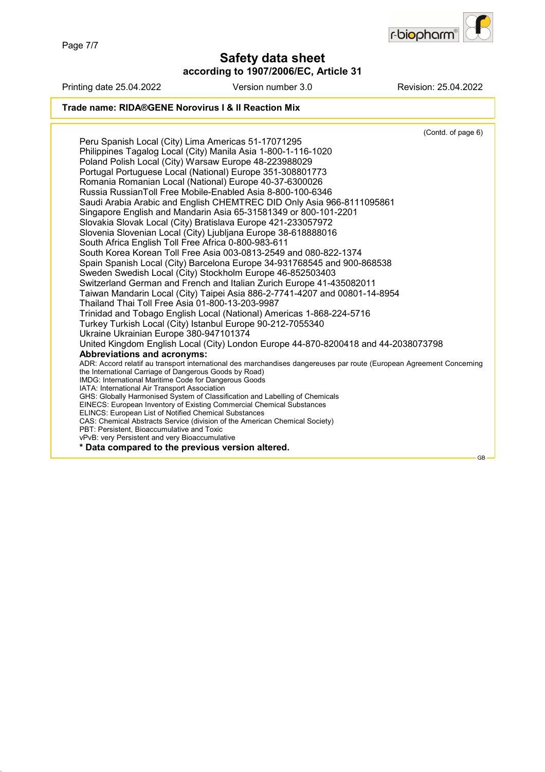## Safety data sheet
### according to 1907/2006/EC, Article 31

Printing date 25.04.2022 Version number 3.0 Revision: 25.04.2022

**Trade name: RIDA®GENE Norovirus I & II Reaction Mix**

(Contd. of page 6)

Peru Spanish Local (City) Lima Americas 51-17071295
Philippines Tagalog Local (City) Manila Asia 1-800-1-116-1020
Poland Polish Local (City) Warsaw Europe 48-223988029
Portugal Portuguese Local (National) Europe 351-308801773
Romania Romanian Local (National) Europe 40-37-6300026
Russia RussianToll Free Mobile-Enabled Asia 8-800-100-6346
Saudi Arabia Arabic and English CHEMTREC DID Only Asia 966-8111095861
Singapore English and Mandarin Asia 65-31581349 or 800-101-2201
Slovakia Slovak Local (City) Bratislava Europe 421-233057972
Slovenia Slovenian Local (City) Ljubljana Europe 38-618888016
South Africa English Toll Free Africa 0-800-983-611
South Korea Korean Toll Free Asia 003-0813-2549 and 080-822-1374
Spain Spanish Local (City) Barcelona Europe 34-931768545 and 900-868538
Sweden Swedish Local (City) Stockholm Europe 46-852503403
Switzerland German and French and Italian Zurich Europe 41-435082011
Taiwan Mandarin Local (City) Taipei Asia 886-2-7741-4207 and 00801-14-8954
Thailand Thai Toll Free Asia 01-800-13-203-9987
Trinidad and Tobago English Local (National) Americas 1-868-224-5716
Turkey Turkish Local (City) Istanbul Europe 90-212-7055340
Ukraine Ukrainian Europe 380-947101374
United Kingdom English Local (City) London Europe 44-870-8200418 and 44-2038073798

**Abbreviations and acronyms:**
ADR: Accord relatif au transport international des marchandises dangereuses par route (European Agreement Concerning the International Carriage of Dangerous Goods by Road)
IMDG: International Maritime Code for Dangerous Goods
IATA: International Air Transport Association
GHS: Globally Harmonised System of Classification and Labelling of Chemicals
EINECS: European Inventory of Existing Commercial Chemical Substances
ELINCS: European List of Notified Chemical Substances
CAS: Chemical Abstracts Service (division of the American Chemical Society)
PBT: Persistent, Bioaccumulative and Toxic
vPvB: very Persistent and very Bioaccumulative

**\* Data compared to the previous version altered.**

GB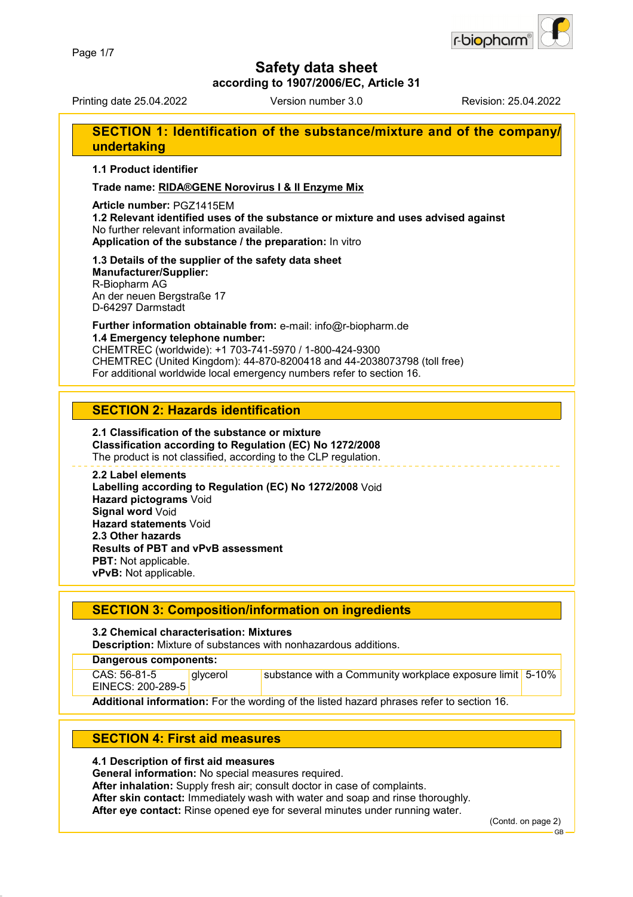# Safety data sheet

**according to 1907/2006/EC, Article 31**

Printing date 25.04.2022 Version number 3.0 Revision: 25.04.2022

## SECTION 1: Identification of the substance/mixture and of the company/undertaking

**1.1 Product identifier**

**Trade name: RIDA®GENE Norovirus I & II Enzyme Mix**

**Article number:** PGZ1415EM

**1.2 Relevant identified uses of the substance or mixture and uses advised against**
No further relevant information available.

**Application of the substance / the preparation:** In vitro

**1.3 Details of the supplier of the safety data sheet**

**Manufacturer/Supplier:**
R-Biopharm AG
An der neuen Bergstraße 17
D-64297 Darmstadt

**Further information obtainable from:** e-mail: info@r-biopharm.de

**1.4 Emergency telephone number:**
CHEMTREC (worldwide): +1 703-741-5970 / 1-800-424-9300
CHEMTREC (United Kingdom): 44-870-8200418 and 44-2038073798 (toll free)
For additional worldwide local emergency numbers refer to section 16.

## SECTION 2: Hazards identification

**2.1 Classification of the substance or mixture**

**Classification according to Regulation (EC) No 1272/2008**
The product is not classified, according to the CLP regulation.

**2.2 Label elements**

**Labelling according to Regulation (EC) No 1272/2008** Void

**Hazard pictograms** Void

**Signal word** Void

**Hazard statements** Void

**2.3 Other hazards**

**Results of PBT and vPvB assessment**

**PBT:** Not applicable.

**vPvB:** Not applicable.

## SECTION 3: Composition/information on ingredients

**3.2 Chemical characterisation: Mixtures**

**Description:** Mixture of substances with nonhazardous additions.

| **Dangerous components:** | | | |
|---|---|---|---|
| CAS: 56-81-5<br>EINECS: 200-289-5 | glycerol | substance with a Community workplace exposure limit | 5-10% |

**Additional information:** For the wording of the listed hazard phrases refer to section 16.

## SECTION 4: First aid measures

**4.1 Description of first aid measures**

**General information:** No special measures required.

**After inhalation:** Supply fresh air; consult doctor in case of complaints.

**After skin contact:** Immediately wash with water and soap and rinse thoroughly.

**After eye contact:** Rinse opened eye for several minutes under running water.

(Contd. on page 2)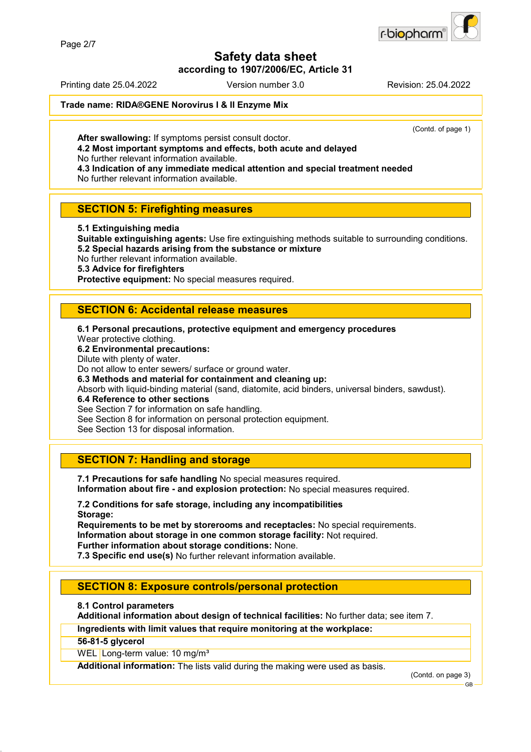# Safety data sheet

**according to 1907/2006/EC, Article 31**

Printing date 25.04.2022 Version number 3.0 Revision: 25.04.2022

**Trade name: RIDA®GENE Norovirus I & II Enzyme Mix**

(Contd. of page 1)

**After swallowing:** If symptoms persist consult doctor.

**4.2 Most important symptoms and effects, both acute and delayed**
No further relevant information available.

**4.3 Indication of any immediate medical attention and special treatment needed**
No further relevant information available.

## SECTION 5: Firefighting measures

**5.1 Extinguishing media**
**Suitable extinguishing agents:** Use fire extinguishing methods suitable to surrounding conditions.

**5.2 Special hazards arising from the substance or mixture**
No further relevant information available.

**5.3 Advice for firefighters**
**Protective equipment:** No special measures required.

## SECTION 6: Accidental release measures

**6.1 Personal precautions, protective equipment and emergency procedures**
Wear protective clothing.

**6.2 Environmental precautions:**
Dilute with plenty of water.
Do not allow to enter sewers/ surface or ground water.

**6.3 Methods and material for containment and cleaning up:**
Absorb with liquid-binding material (sand, diatomite, acid binders, universal binders, sawdust).

**6.4 Reference to other sections**
See Section 7 for information on safe handling.
See Section 8 for information on personal protection equipment.
See Section 13 for disposal information.

## SECTION 7: Handling and storage

**7.1 Precautions for safe handling** No special measures required.
**Information about fire - and explosion protection:** No special measures required.

**7.2 Conditions for safe storage, including any incompatibilities**
**Storage:**
**Requirements to be met by storerooms and receptacles:** No special requirements.
**Information about storage in one common storage facility:** Not required.
**Further information about storage conditions:** None.

**7.3 Specific end use(s)** No further relevant information available.

## SECTION 8: Exposure controls/personal protection

**8.1 Control parameters**
**Additional information about design of technical facilities:** No further data; see item 7.

**Ingredients with limit values that require monitoring at the workplace:**

**56-81-5 glycerol**

| WEL | Long-term value: 10 mg/m³ |
|---|---|

**Additional information:** The lists valid during the making were used as basis.

(Contd. on page 3)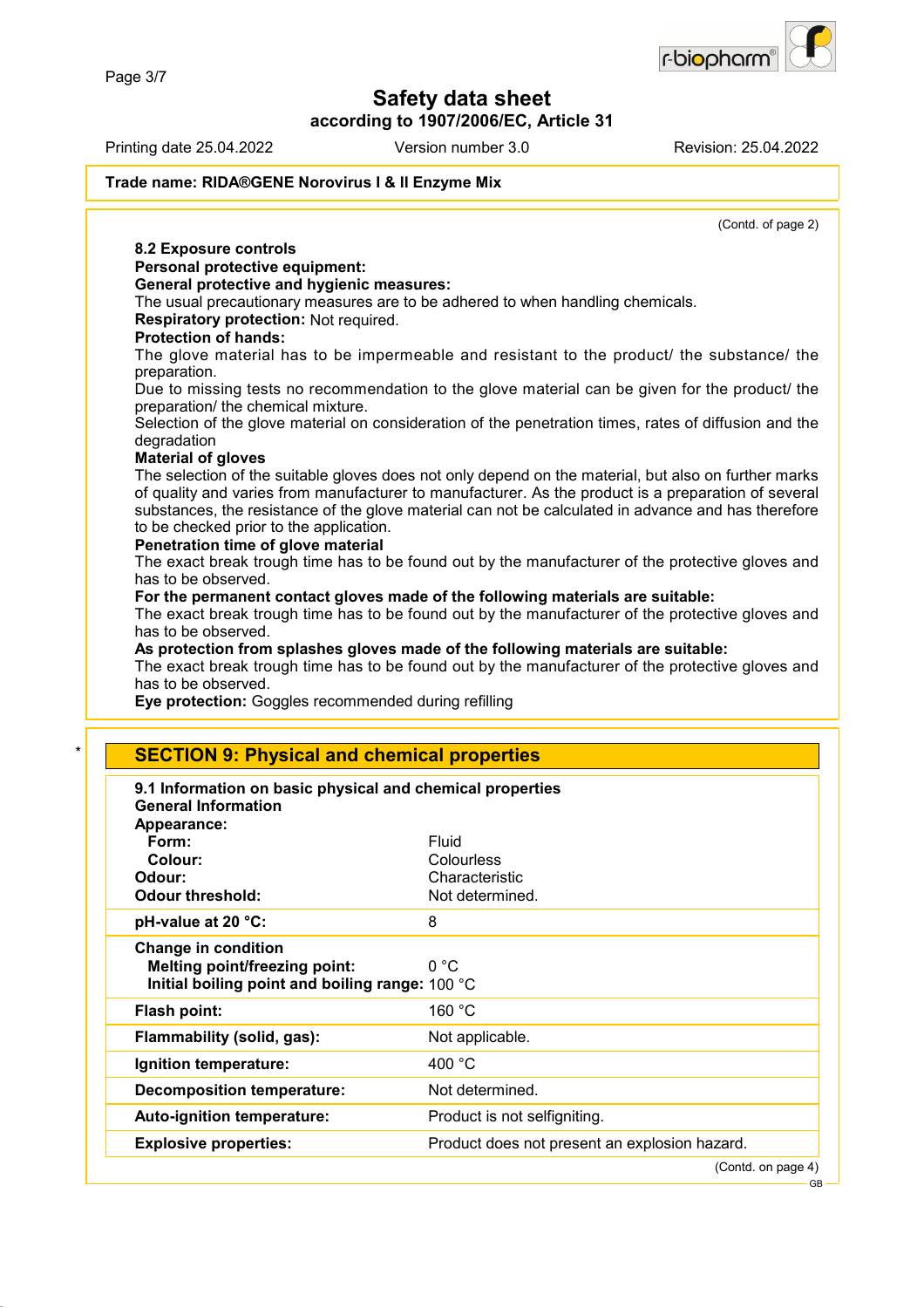**Trade name: RIDA®GENE Norovirus I & II Enzyme Mix**

(Contd. of page 2)

**8.2 Exposure controls**

**Personal protective equipment:**

**General protective and hygienic measures:**

The usual precautionary measures are to be adhered to when handling chemicals.

**Respiratory protection:** Not required.

**Protection of hands:**

The glove material has to be impermeable and resistant to the product/ the substance/ the preparation.

Due to missing tests no recommendation to the glove material can be given for the product/ the preparation/ the chemical mixture.

Selection of the glove material on consideration of the penetration times, rates of diffusion and the degradation

**Material of gloves**

The selection of the suitable gloves does not only depend on the material, but also on further marks of quality and varies from manufacturer to manufacturer. As the product is a preparation of several substances, the resistance of the glove material can not be calculated in advance and has therefore to be checked prior to the application.

**Penetration time of glove material**

The exact break trough time has to be found out by the manufacturer of the protective gloves and has to be observed.

**For the permanent contact gloves made of the following materials are suitable:**

The exact break trough time has to be found out by the manufacturer of the protective gloves and has to be observed.

**As protection from splashes gloves made of the following materials are suitable:**

The exact break trough time has to be found out by the manufacturer of the protective gloves and has to be observed.

**Eye protection:** Goggles recommended during refilling

## SECTION 9: Physical and chemical properties

| **9.1 Information on basic physical and chemical properties** | |
|---|---|
| **General Information** | |
| **Appearance:** | |
| **Form:** | Fluid |
| **Colour:** | Colourless |
| **Odour:** | Characteristic |
| **Odour threshold:** | Not determined. |
| **pH-value at 20 °C:** | 8 |
| **Change in condition** | |
| **Melting point/freezing point:** | 0 °C |
| **Initial boiling point and boiling range:** | 100 °C |
| **Flash point:** | 160 °C |
| **Flammability (solid, gas):** | Not applicable. |
| **Ignition temperature:** | 400 °C |
| **Decomposition temperature:** | Not determined. |
| **Auto-ignition temperature:** | Product is not selfigniting. |
| **Explosive properties:** | Product does not present an explosion hazard. |

(Contd. on page 4)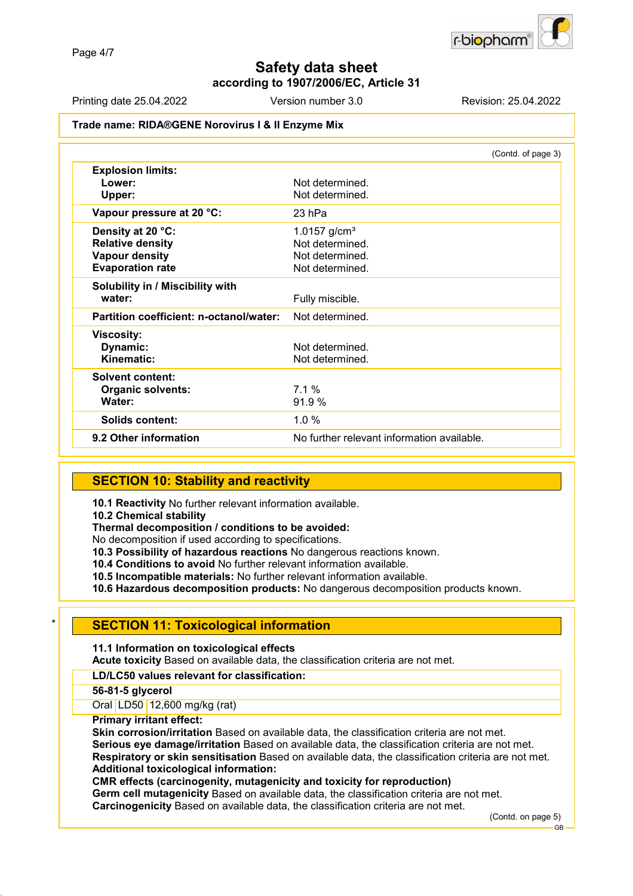Safety data sheet
according to 1907/2006/EC, Article 31

Printing date 25.04.2022 Version number 3.0 Revision: 25.04.2022

**Trade name: RIDA®GENE Norovirus I & II Enzyme Mix**

(Contd. of page 3)

| | |
|---|---|
| **Explosion limits:** | |
| **Lower:** | Not determined. |
| **Upper:** | Not determined. |
| **Vapour pressure at 20 °C:** | 23 hPa |
| **Density at 20 °C:** | 1.0157 g/cm³ |
| **Relative density** | Not determined. |
| **Vapour density** | Not determined. |
| **Evaporation rate** | Not determined. |
| **Solubility in / Miscibility with water:** | Fully miscible. |
| **Partition coefficient: n-octanol/water:** | Not determined. |
| **Viscosity:** | |
| **Dynamic:** | Not determined. |
| **Kinematic:** | Not determined. |
| **Solvent content:** | |
| **Organic solvents:** | 7.1 % |
| **Water:** | 91.9 % |
| **Solids content:** | 1.0 % |
| **9.2 Other information** | No further relevant information available. |

## SECTION 10: Stability and reactivity

**10.1 Reactivity** No further relevant information available.
**10.2 Chemical stability**
**Thermal decomposition / conditions to be avoided:**
No decomposition if used according to specifications.
**10.3 Possibility of hazardous reactions** No dangerous reactions known.
**10.4 Conditions to avoid** No further relevant information available.
**10.5 Incompatible materials:** No further relevant information available.
**10.6 Hazardous decomposition products:** No dangerous decomposition products known.

## SECTION 11: Toxicological information

**11.1 Information on toxicological effects**
**Acute toxicity** Based on available data, the classification criteria are not met.

| **LD/LC50 values relevant for classification:** | | |
|---|---|---|
| **56-81-5 glycerol** | | |
| Oral | LD50 | 12,600 mg/kg (rat) |

**Primary irritant effect:**
**Skin corrosion/irritation** Based on available data, the classification criteria are not met.
**Serious eye damage/irritation** Based on available data, the classification criteria are not met.
**Respiratory or skin sensitisation** Based on available data, the classification criteria are not met.
**Additional toxicological information:**
**CMR effects (carcinogenity, mutagenicity and toxicity for reproduction)**
**Germ cell mutagenicity** Based on available data, the classification criteria are not met.
**Carcinogenicity** Based on available data, the classification criteria are not met.

(Contd. on page 5)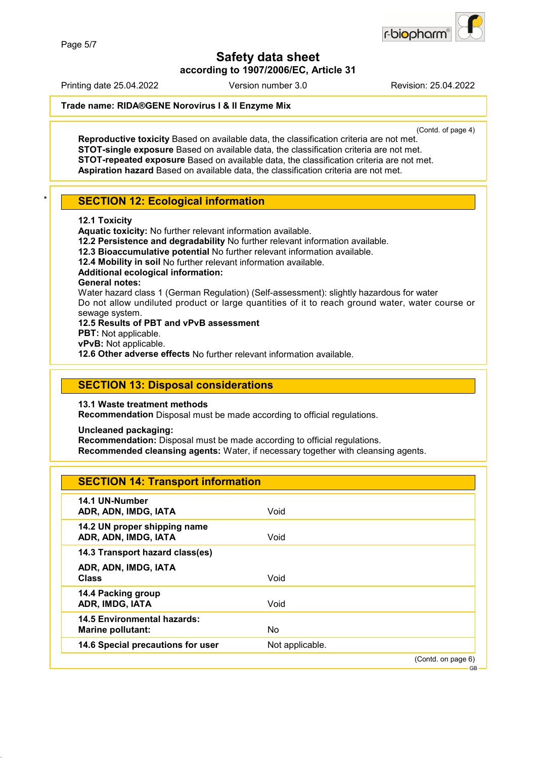Trade name: RIDA®GENE Norovirus I & II Enzyme Mix

(Contd. of page 4)

**Reproductive toxicity** Based on available data, the classification criteria are not met.
**STOT-single exposure** Based on available data, the classification criteria are not met.
**STOT-repeated exposure** Based on available data, the classification criteria are not met.
**Aspiration hazard** Based on available data, the classification criteria are not met.

*

## SECTION 12: Ecological information

**12.1 Toxicity**
**Aquatic toxicity:** No further relevant information available.
**12.2 Persistence and degradability** No further relevant information available.
**12.3 Bioaccumulative potential** No further relevant information available.
**12.4 Mobility in soil** No further relevant information available.
**Additional ecological information:**
**General notes:**
Water hazard class 1 (German Regulation) (Self-assessment): slightly hazardous for water
Do not allow undiluted product or large quantities of it to reach ground water, water course or sewage system.
**12.5 Results of PBT and vPvB assessment**
**PBT:** Not applicable.
**vPvB:** Not applicable.
**12.6 Other adverse effects** No further relevant information available.

## SECTION 13: Disposal considerations

**13.1 Waste treatment methods**
**Recommendation** Disposal must be made according to official regulations.

**Uncleaned packaging:**
**Recommendation:** Disposal must be made according to official regulations.
**Recommended cleansing agents:** Water, if necessary together with cleansing agents.

## SECTION 14: Transport information

| | |
|---|---|
| **14.1 UN-Number**<br>**ADR, ADN, IMDG, IATA** | Void |
| **14.2 UN proper shipping name**<br>**ADR, ADN, IMDG, IATA** | Void |
| **14.3 Transport hazard class(es)**<br>**ADR, ADN, IMDG, IATA**<br>**Class** | Void |
| **14.4 Packing group**<br>**ADR, IMDG, IATA** | Void |
| **14.5 Environmental hazards:**<br>**Marine pollutant:** | No |
| **14.6 Special precautions for user** | Not applicable. |

(Contd. on page 6)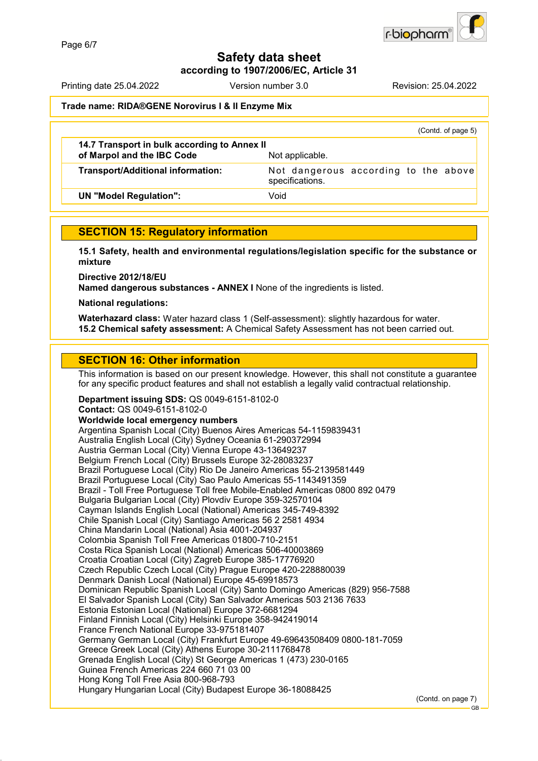# Safety data sheet
## according to 1907/2006/EC, Article 31

Printing date 25.04.2022 | Version number 3.0 | Revision: 25.04.2022

**Trade name: RIDA®GENE Norovirus I & II Enzyme Mix**

(Contd. of page 5)

| | |
|---|---|
| **14.7 Transport in bulk according to Annex II of Marpol and the IBC Code** | Not applicable. |
| **Transport/Additional information:** | Not dangerous according to the above specifications. |
| **UN "Model Regulation":** | Void |

## SECTION 15: Regulatory information

**15.1 Safety, health and environmental regulations/legislation specific for the substance or mixture**

**Directive 2012/18/EU**
**Named dangerous substances - ANNEX I** None of the ingredients is listed.

**National regulations:**

**Waterhazard class:** Water hazard class 1 (Self-assessment): slightly hazardous for water.
**15.2 Chemical safety assessment:** A Chemical Safety Assessment has not been carried out.

## SECTION 16: Other information

This information is based on our present knowledge. However, this shall not constitute a guarantee for any specific product features and shall not establish a legally valid contractual relationship.

**Department issuing SDS:** QS 0049-6151-8102-0
**Contact:** QS 0049-6151-8102-0
**Worldwide local emergency numbers**
Argentina Spanish Local (City) Buenos Aires Americas 54-1159839431
Australia English Local (City) Sydney Oceania 61-290372994
Austria German Local (City) Vienna Europe 43-13649237
Belgium French Local (City) Brussels Europe 32-28083237
Brazil Portuguese Local (City) Rio De Janeiro Americas 55-2139581449
Brazil Portuguese Local (City) Sao Paulo Americas 55-1143491359
Brazil - Toll Free Portuguese Toll free Mobile-Enabled Americas 0800 892 0479
Bulgaria Bulgarian Local (City) Plovdiv Europe 359-32570104
Cayman Islands English Local (National) Americas 345-749-8392
Chile Spanish Local (City) Santiago Americas 56 2 2581 4934
China Mandarin Local (National) Asia 4001-204937
Colombia Spanish Toll Free Americas 01800-710-2151
Costa Rica Spanish Local (National) Americas 506-40003869
Croatia Croatian Local (City) Zagreb Europe 385-17776920
Czech Republic Czech Local (City) Prague Europe 420-228880039
Denmark Danish Local (National) Europe 45-69918573
Dominican Republic Spanish Local (City) Santo Domingo Americas (829) 956-7588
El Salvador Spanish Local (City) San Salvador Americas 503 2136 7633
Estonia Estonian Local (National) Europe 372-6681294
Finland Finnish Local (City) Helsinki Europe 358-942419014
France French National Europe 33-975181407
Germany German Local (City) Frankfurt Europe 49-69643508409 0800-181-7059
Greece Greek Local (City) Athens Europe 30-2111768478
Grenada English Local (City) St George Americas 1 (473) 230-0165
Guinea French Americas 224 660 71 03 00
Hong Kong Toll Free Asia 800-968-793
Hungary Hungarian Local (City) Budapest Europe 36-18088425

(Contd. on page 7)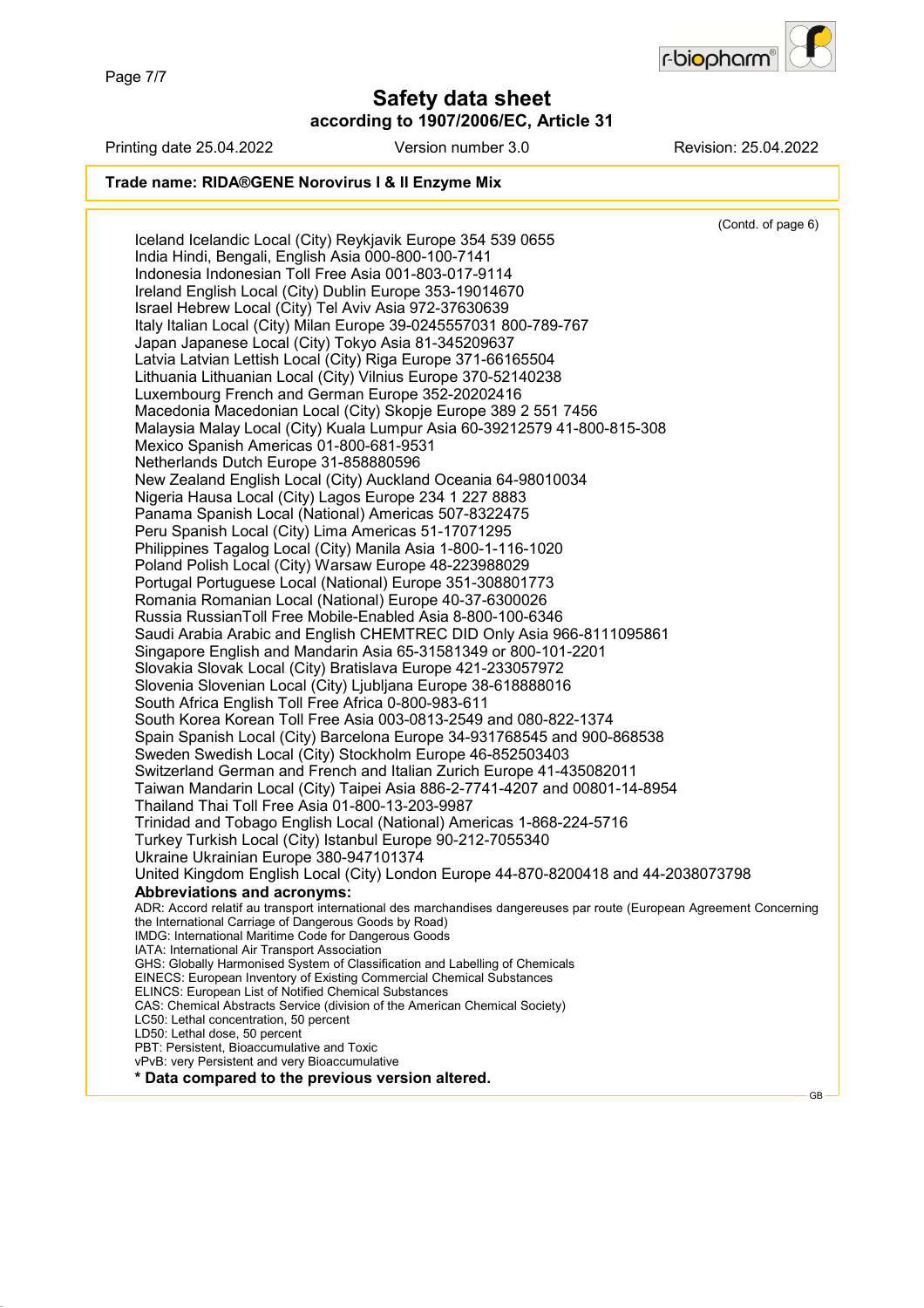**Trade name: RIDA®GENE Norovirus I & II Enzyme Mix**

(Contd. of page 6)

Iceland Icelandic Local (City) Reykjavik Europe 354 539 0655
India Hindi, Bengali, English Asia 000-800-100-7141
Indonesia Indonesian Toll Free Asia 001-803-017-9114
Ireland English Local (City) Dublin Europe 353-19014670
Israel Hebrew Local (City) Tel Aviv Asia 972-37630639
Italy Italian Local (City) Milan Europe 39-0245557031 800-789-767
Japan Japanese Local (City) Tokyo Asia 81-345209637
Latvia Latvian Lettish Local (City) Riga Europe 371-66165504
Lithuania Lithuanian Local (City) Vilnius Europe 370-52140238
Luxembourg French and German Europe 352-20202416
Macedonia Macedonian Local (City) Skopje Europe 389 2 551 7456
Malaysia Malay Local (City) Kuala Lumpur Asia 60-39212579 41-800-815-308
Mexico Spanish Americas 01-800-681-9531
Netherlands Dutch Europe 31-858880596
New Zealand English Local (City) Auckland Oceania 64-98010034
Nigeria Hausa Local (City) Lagos Europe 234 1 227 8883
Panama Spanish Local (National) Americas 507-8322475
Peru Spanish Local (City) Lima Americas 51-17071295
Philippines Tagalog Local (City) Manila Asia 1-800-1-116-1020
Poland Polish Local (City) Warsaw Europe 48-223988029
Portugal Portuguese Local (National) Europe 351-308801773
Romania Romanian Local (National) Europe 40-37-6300026
Russia RussianToll Free Mobile-Enabled Asia 8-800-100-6346
Saudi Arabia Arabic and English CHEMTREC DID Only Asia 966-8111095861
Singapore English and Mandarin Asia 65-31581349 or 800-101-2201
Slovakia Slovak Local (City) Bratislava Europe 421-233057972
Slovenia Slovenian Local (City) Ljubljana Europe 38-618888016
South Africa English Toll Free Africa 0-800-983-611
South Korea Korean Toll Free Asia 003-0813-2549 and 080-822-1374
Spain Spanish Local (City) Barcelona Europe 34-931768545 and 900-868538
Sweden Swedish Local (City) Stockholm Europe 46-852503403
Switzerland German and French and Italian Zurich Europe 41-435082011
Taiwan Mandarin Local (City) Taipei Asia 886-2-7741-4207 and 00801-14-8954
Thailand Thai Toll Free Asia 01-800-13-203-9987
Trinidad and Tobago English Local (National) Americas 1-868-224-5716
Turkey Turkish Local (City) Istanbul Europe 90-212-7055340
Ukraine Ukrainian Europe 380-947101374
United Kingdom English Local (City) London Europe 44-870-8200418 and 44-2038073798

**Abbreviations and acronyms:**

ADR: Accord relatif au transport international des marchandises dangereuses par route (European Agreement Concerning the International Carriage of Dangerous Goods by Road)
IMDG: International Maritime Code for Dangerous Goods
IATA: International Air Transport Association
GHS: Globally Harmonised System of Classification and Labelling of Chemicals
EINECS: European Inventory of Existing Commercial Chemical Substances
ELINCS: European List of Notified Chemical Substances
CAS: Chemical Abstracts Service (division of the American Chemical Society)
LC50: Lethal concentration, 50 percent
LD50: Lethal dose, 50 percent
PBT: Persistent, Bioaccumulative and Toxic
vPvB: very Persistent and very Bioaccumulative

**\* Data compared to the previous version altered.**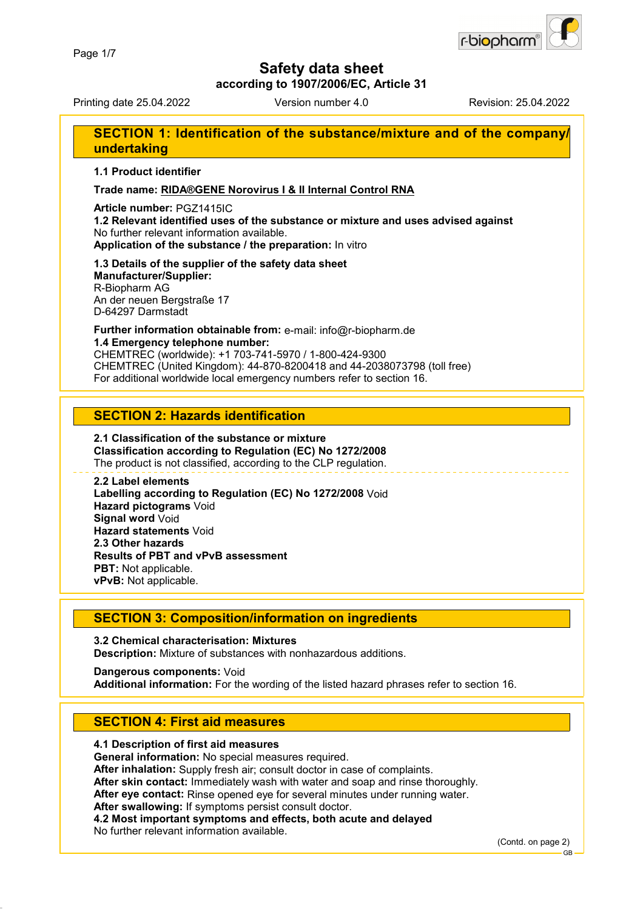# Safety data sheet

**according to 1907/2006/EC, Article 31**

Printing date 25.04.2022 | Version number 4.0 | Revision: 25.04.2022

## SECTION 1: Identification of the substance/mixture and of the company/undertaking

**1.1 Product identifier**

**Trade name: RIDA®GENE Norovirus I & II Internal Control RNA**

**Article number:** PGZ1415IC

**1.2 Relevant identified uses of the substance or mixture and uses advised against**

No further relevant information available.

**Application of the substance / the preparation:** In vitro

**1.3 Details of the supplier of the safety data sheet**

**Manufacturer/Supplier:**

R-Biopharm AG
An der neuen Bergstraße 17
D-64297 Darmstadt

**Further information obtainable from:** e-mail: info@r-biopharm.de

**1.4 Emergency telephone number:**

CHEMTREC (worldwide): +1 703-741-5970 / 1-800-424-9300
CHEMTREC (United Kingdom): 44-870-8200418 and 44-2038073798 (toll free)
For additional worldwide local emergency numbers refer to section 16.

## SECTION 2: Hazards identification

**2.1 Classification of the substance or mixture**

**Classification according to Regulation (EC) No 1272/2008**

The product is not classified, according to the CLP regulation.

**2.2 Label elements**

**Labelling according to Regulation (EC) No 1272/2008** Void
**Hazard pictograms** Void
**Signal word** Void
**Hazard statements** Void

**2.3 Other hazards**

**Results of PBT and vPvB assessment**
**PBT:** Not applicable.
**vPvB:** Not applicable.

## SECTION 3: Composition/information on ingredients

**3.2 Chemical characterisation: Mixtures**

**Description:** Mixture of substances with nonhazardous additions.

**Dangerous components:** Void
**Additional information:** For the wording of the listed hazard phrases refer to section 16.

## SECTION 4: First aid measures

**4.1 Description of first aid measures**

**General information:** No special measures required.
**After inhalation:** Supply fresh air; consult doctor in case of complaints.
**After skin contact:** Immediately wash with water and soap and rinse thoroughly.
**After eye contact:** Rinse opened eye for several minutes under running water.
**After swallowing:** If symptoms persist consult doctor.

**4.2 Most important symptoms and effects, both acute and delayed**

No further relevant information available.

(Contd. on page 2)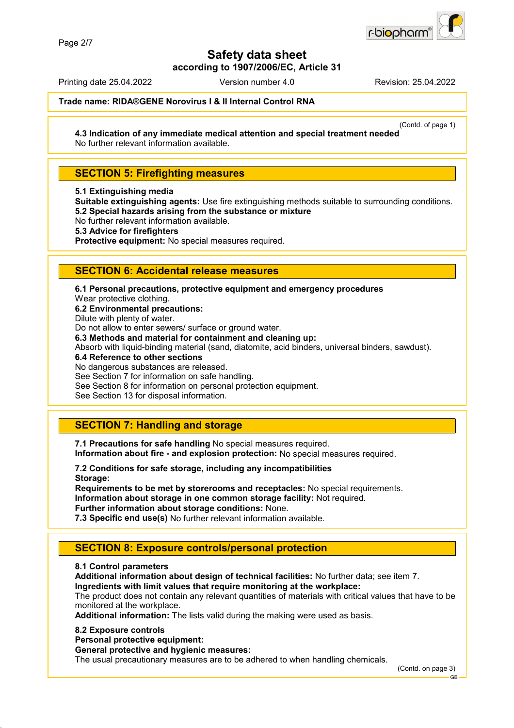# Safety data sheet

**according to 1907/2006/EC, Article 31**

Printing date 25.04.2022 Version number 4.0 Revision: 25.04.2022

**Trade name: RIDA®GENE Norovirus I & II Internal Control RNA**

(Contd. of page 1)

**4.3 Indication of any immediate medical attention and special treatment needed**
No further relevant information available.

## SECTION 5: Firefighting measures

**5.1 Extinguishing media**
**Suitable extinguishing agents:** Use fire extinguishing methods suitable to surrounding conditions.
**5.2 Special hazards arising from the substance or mixture**
No further relevant information available.
**5.3 Advice for firefighters**
**Protective equipment:** No special measures required.

## SECTION 6: Accidental release measures

**6.1 Personal precautions, protective equipment and emergency procedures**
Wear protective clothing.
**6.2 Environmental precautions:**
Dilute with plenty of water.
Do not allow to enter sewers/ surface or ground water.
**6.3 Methods and material for containment and cleaning up:**
Absorb with liquid-binding material (sand, diatomite, acid binders, universal binders, sawdust).
**6.4 Reference to other sections**
No dangerous substances are released.
See Section 7 for information on safe handling.
See Section 8 for information on personal protection equipment.
See Section 13 for disposal information.

## SECTION 7: Handling and storage

**7.1 Precautions for safe handling** No special measures required.
**Information about fire - and explosion protection:** No special measures required.

**7.2 Conditions for safe storage, including any incompatibilities**
**Storage:**
**Requirements to be met by storerooms and receptacles:** No special requirements.
**Information about storage in one common storage facility:** Not required.
**Further information about storage conditions:** None.
**7.3 Specific end use(s)** No further relevant information available.

## SECTION 8: Exposure controls/personal protection

**8.1 Control parameters**
**Additional information about design of technical facilities:** No further data; see item 7.
**Ingredients with limit values that require monitoring at the workplace:**
The product does not contain any relevant quantities of materials with critical values that have to be monitored at the workplace.
**Additional information:** The lists valid during the making were used as basis.

**8.2 Exposure controls**
**Personal protective equipment:**
**General protective and hygienic measures:**
The usual precautionary measures are to be adhered to when handling chemicals.

(Contd. on page 3)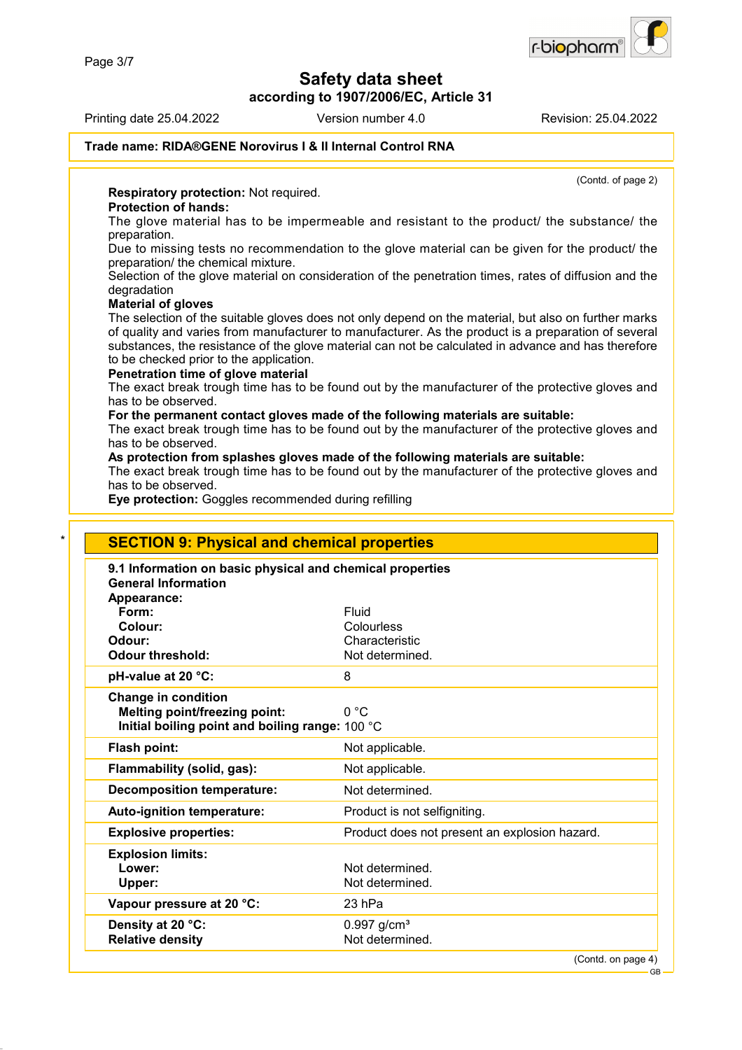Trade name: **RIDA®GENE Norovirus I & II Internal Control RNA**

(Contd. of page 2)

**Respiratory protection:** Not required.

**Protection of hands:**

The glove material has to be impermeable and resistant to the product/ the substance/ the preparation.

Due to missing tests no recommendation to the glove material can be given for the product/ the preparation/ the chemical mixture.

Selection of the glove material on consideration of the penetration times, rates of diffusion and the degradation

**Material of gloves**

The selection of the suitable gloves does not only depend on the material, but also on further marks of quality and varies from manufacturer to manufacturer. As the product is a preparation of several substances, the resistance of the glove material can not be calculated in advance and has therefore to be checked prior to the application.

**Penetration time of glove material**

The exact break trough time has to be found out by the manufacturer of the protective gloves and has to be observed.

**For the permanent contact gloves made of the following materials are suitable:**

The exact break trough time has to be found out by the manufacturer of the protective gloves and has to be observed.

**As protection from splashes gloves made of the following materials are suitable:**

The exact break trough time has to be found out by the manufacturer of the protective gloves and has to be observed.

**Eye protection:** Goggles recommended during refilling

## SECTION 9: Physical and chemical properties

**9.1 Information on basic physical and chemical properties**

**General Information**

| Property | Value |
|---|---|
| **Appearance:** | |
| **Form:** | Fluid |
| **Colour:** | Colourless |
| **Odour:** | Characteristic |
| **Odour threshold:** | Not determined. |
| **pH-value at 20 °C:** | 8 |
| **Change in condition** | |
| **Melting point/freezing point:** | 0 °C |
| **Initial boiling point and boiling range:** | 100 °C |
| **Flash point:** | Not applicable. |
| **Flammability (solid, gas):** | Not applicable. |
| **Decomposition temperature:** | Not determined. |
| **Auto-ignition temperature:** | Product is not selfigniting. |
| **Explosive properties:** | Product does not present an explosion hazard. |
| **Explosion limits:** | |
| **Lower:** | Not determined. |
| **Upper:** | Not determined. |
| **Vapour pressure at 20 °C:** | 23 hPa |
| **Density at 20 °C:** | 0.997 g/cm³ |
| **Relative density** | Not determined. |

(Contd. on page 4)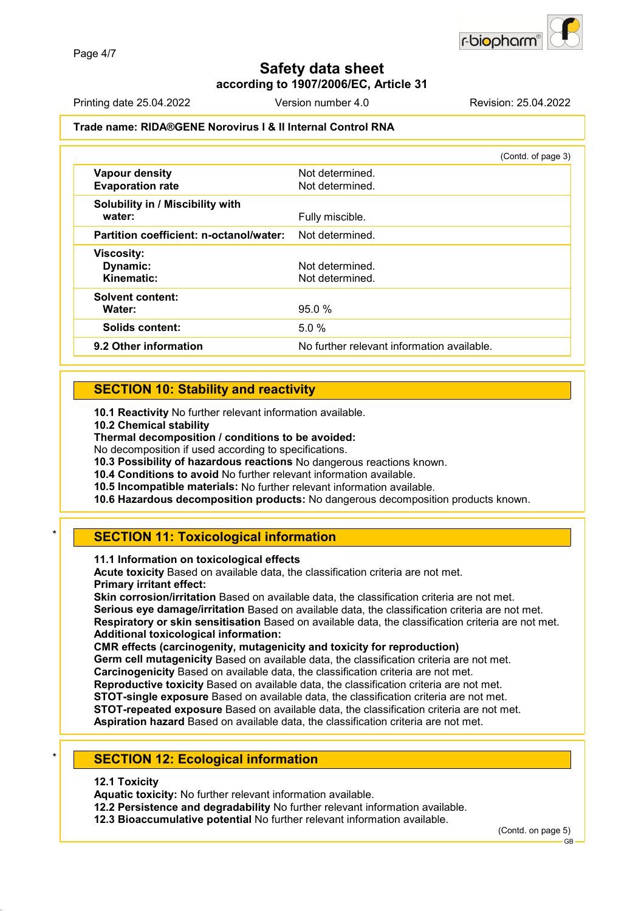**Trade name: RIDA®GENE Norovirus I & II Internal Control RNA**

(Contd. of page 3)

| | |
|---|---|
| **Vapour density** | Not determined. |
| **Evaporation rate** | Not determined. |
| **Solubility in / Miscibility with water:** | Fully miscible. |
| **Partition coefficient: n-octanol/water:** | Not determined. |
| **Viscosity:** | |
| **Dynamic:** | Not determined. |
| **Kinematic:** | Not determined. |
| **Solvent content:** | |
| **Water:** | 95.0 % |
| **Solids content:** | 5.0 % |
| **9.2 Other information** | No further relevant information available. |

## SECTION 10: Stability and reactivity

**10.1 Reactivity** No further relevant information available.
**10.2 Chemical stability**
**Thermal decomposition / conditions to be avoided:**
No decomposition if used according to specifications.
**10.3 Possibility of hazardous reactions** No dangerous reactions known.
**10.4 Conditions to avoid** No further relevant information available.
**10.5 Incompatible materials:** No further relevant information available.
**10.6 Hazardous decomposition products:** No dangerous decomposition products known.

## SECTION 11: Toxicological information

**11.1 Information on toxicological effects**
**Acute toxicity** Based on available data, the classification criteria are not met.
**Primary irritant effect:**
**Skin corrosion/irritation** Based on available data, the classification criteria are not met.
**Serious eye damage/irritation** Based on available data, the classification criteria are not met.
**Respiratory or skin sensitisation** Based on available data, the classification criteria are not met.
**Additional toxicological information:**
**CMR effects (carcinogenity, mutagenicity and toxicity for reproduction)**
**Germ cell mutagenicity** Based on available data, the classification criteria are not met.
**Carcinogenicity** Based on available data, the classification criteria are not met.
**Reproductive toxicity** Based on available data, the classification criteria are not met.
**STOT-single exposure** Based on available data, the classification criteria are not met.
**STOT-repeated exposure** Based on available data, the classification criteria are not met.
**Aspiration hazard** Based on available data, the classification criteria are not met.

## SECTION 12: Ecological information

**12.1 Toxicity**
**Aquatic toxicity:** No further relevant information available.
**12.2 Persistence and degradability** No further relevant information available.
**12.3 Bioaccumulative potential** No further relevant information available.

(Contd. on page 5)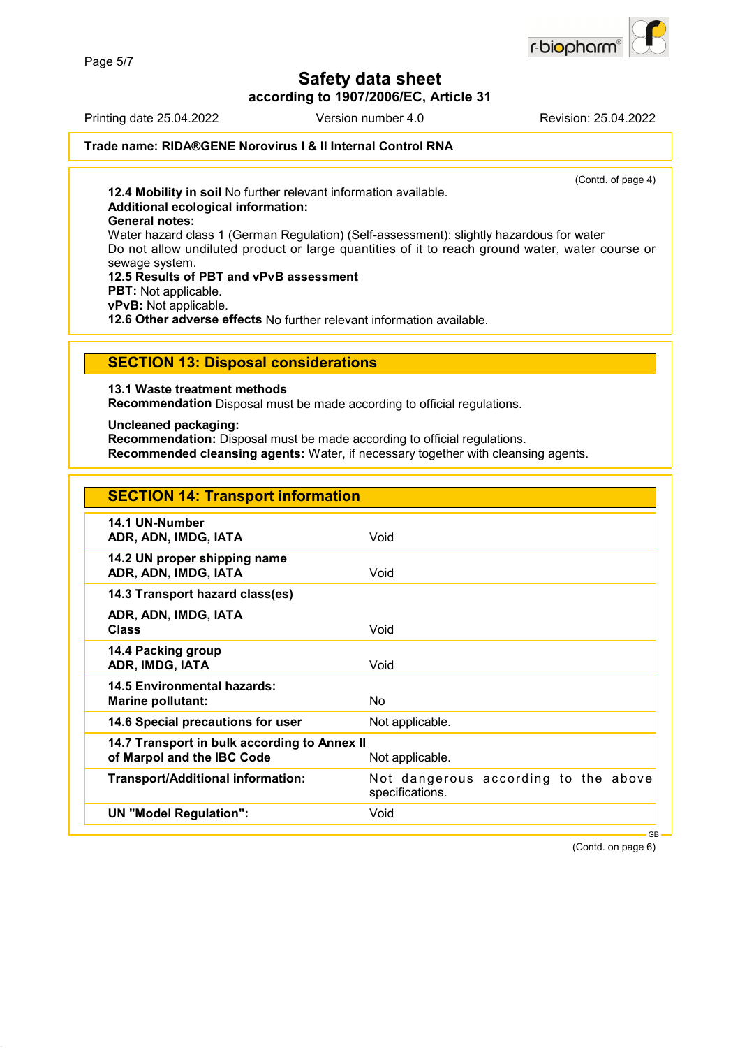**Trade name: RIDA®GENE Norovirus I & II Internal Control RNA**

(Contd. of page 4)

**12.4 Mobility in soil** No further relevant information available.
**Additional ecological information:**
**General notes:**
Water hazard class 1 (German Regulation) (Self-assessment): slightly hazardous for water
Do not allow undiluted product or large quantities of it to reach ground water, water course or sewage system.
**12.5 Results of PBT and vPvB assessment**
**PBT:** Not applicable.
**vPvB:** Not applicable.
**12.6 Other adverse effects** No further relevant information available.

## SECTION 13: Disposal considerations

**13.1 Waste treatment methods**
**Recommendation** Disposal must be made according to official regulations.

**Uncleaned packaging:**
**Recommendation:** Disposal must be made according to official regulations.
**Recommended cleansing agents:** Water, if necessary together with cleansing agents.

## SECTION 14: Transport information

| | |
|---|---|
| **14.1 UN-Number** **ADR, ADN, IMDG, IATA** | Void |
| **14.2 UN proper shipping name** **ADR, ADN, IMDG, IATA** | Void |
| **14.3 Transport hazard class(es)** **ADR, ADN, IMDG, IATA** **Class** | Void |
| **14.4 Packing group** **ADR, IMDG, IATA** | Void |
| **14.5 Environmental hazards:** **Marine pollutant:** | No |
| **14.6 Special precautions for user** | Not applicable. |
| **14.7 Transport in bulk according to Annex II of Marpol and the IBC Code** | Not applicable. |
| **Transport/Additional information:** | Not dangerous according to the above specifications. |
| **UN "Model Regulation":** | Void |

(Contd. on page 6)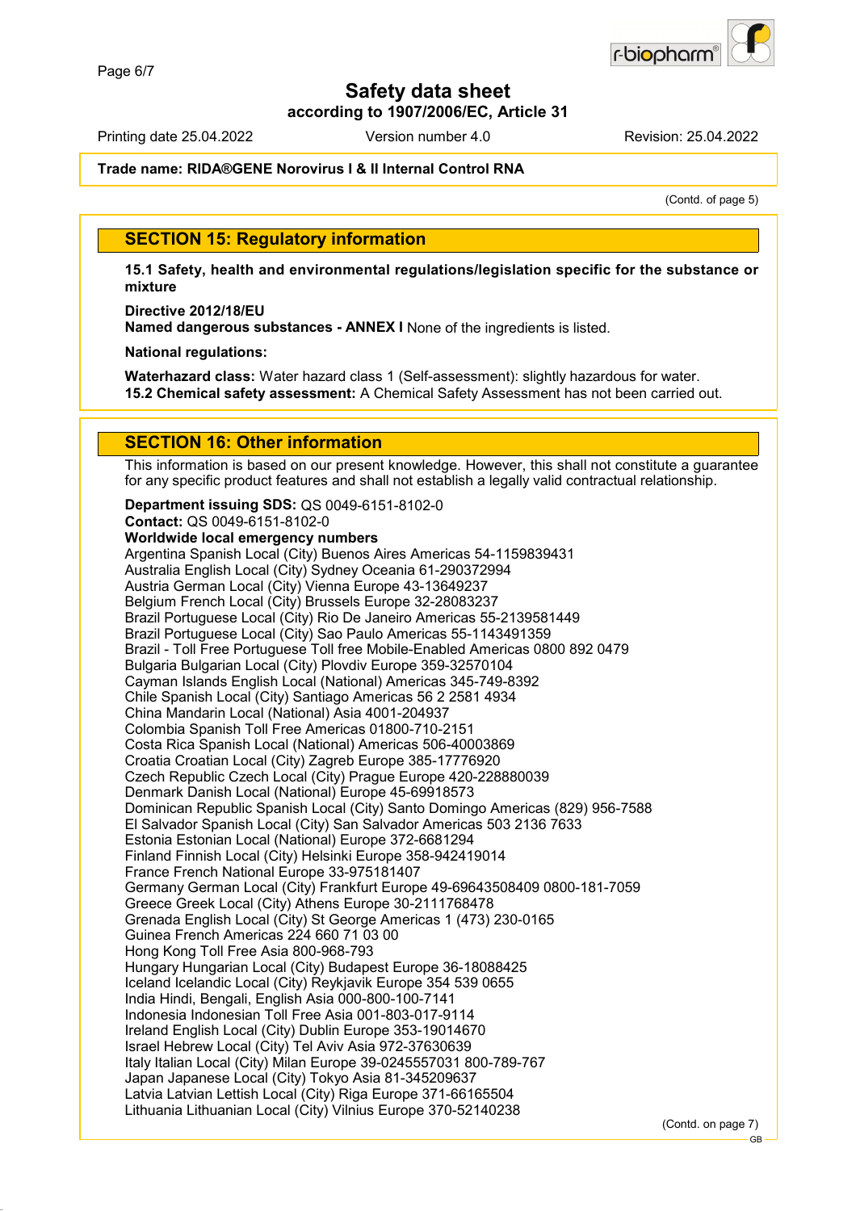**Safety data sheet**
**according to 1907/2006/EC, Article 31**

Printing date 25.04.2022 Version number 4.0 Revision: 25.04.2022

**Trade name: RIDA®GENE Norovirus I & II Internal Control RNA**

(Contd. of page 5)

## SECTION 15: Regulatory information

**15.1 Safety, health and environmental regulations/legislation specific for the substance or mixture**

**Directive 2012/18/EU**
**Named dangerous substances - ANNEX I** None of the ingredients is listed.

**National regulations:**

**Waterhazard class:** Water hazard class 1 (Self-assessment): slightly hazardous for water.
**15.2 Chemical safety assessment:** A Chemical Safety Assessment has not been carried out.

## SECTION 16: Other information

This information is based on our present knowledge. However, this shall not constitute a guarantee for any specific product features and shall not establish a legally valid contractual relationship.

**Department issuing SDS:** QS 0049-6151-8102-0
**Contact:** QS 0049-6151-8102-0
**Worldwide local emergency numbers**
Argentina Spanish Local (City) Buenos Aires Americas 54-1159839431
Australia English Local (City) Sydney Oceania 61-290372994
Austria German Local (City) Vienna Europe 43-13649237
Belgium French Local (City) Brussels Europe 32-28083237
Brazil Portuguese Local (City) Rio De Janeiro Americas 55-2139581449
Brazil Portuguese Local (City) Sao Paulo Americas 55-1143491359
Brazil - Toll Free Portuguese Toll free Mobile-Enabled Americas 0800 892 0479
Bulgaria Bulgarian Local (City) Plovdiv Europe 359-32570104
Cayman Islands English Local (National) Americas 345-749-8392
Chile Spanish Local (City) Santiago Americas 56 2 2581 4934
China Mandarin Local (National) Asia 4001-204937
Colombia Spanish Toll Free Americas 01800-710-2151
Costa Rica Spanish Local (National) Americas 506-40003869
Croatia Croatian Local (City) Zagreb Europe 385-17776920
Czech Republic Czech Local (City) Prague Europe 420-228880039
Denmark Danish Local (National) Europe 45-69918573
Dominican Republic Spanish Local (City) Santo Domingo Americas (829) 956-7588
El Salvador Spanish Local (City) San Salvador Americas 503 2136 7633
Estonia Estonian Local (National) Europe 372-6681294
Finland Finnish Local (City) Helsinki Europe 358-942419014
France French National Europe 33-975181407
Germany German Local (City) Frankfurt Europe 49-69643508409 0800-181-7059
Greece Greek Local (City) Athens Europe 30-2111768478
Grenada English Local (City) St George Americas 1 (473) 230-0165
Guinea French Americas 224 660 71 03 00
Hong Kong Toll Free Asia 800-968-793
Hungary Hungarian Local (City) Budapest Europe 36-18088425
Iceland Icelandic Local (City) Reykjavik Europe 354 539 0655
India Hindi, Bengali, English Asia 000-800-100-7141
Indonesia Indonesian Toll Free Asia 001-803-017-9114
Ireland English Local (City) Dublin Europe 353-19014670
Israel Hebrew Local (City) Tel Aviv Asia 972-37630639
Italy Italian Local (City) Milan Europe 39-0245557031 800-789-767
Japan Japanese Local (City) Tokyo Asia 81-345209637
Latvia Latvian Lettish Local (City) Riga Europe 371-66165504
Lithuania Lithuanian Local (City) Vilnius Europe 370-52140238

(Contd. on page 7)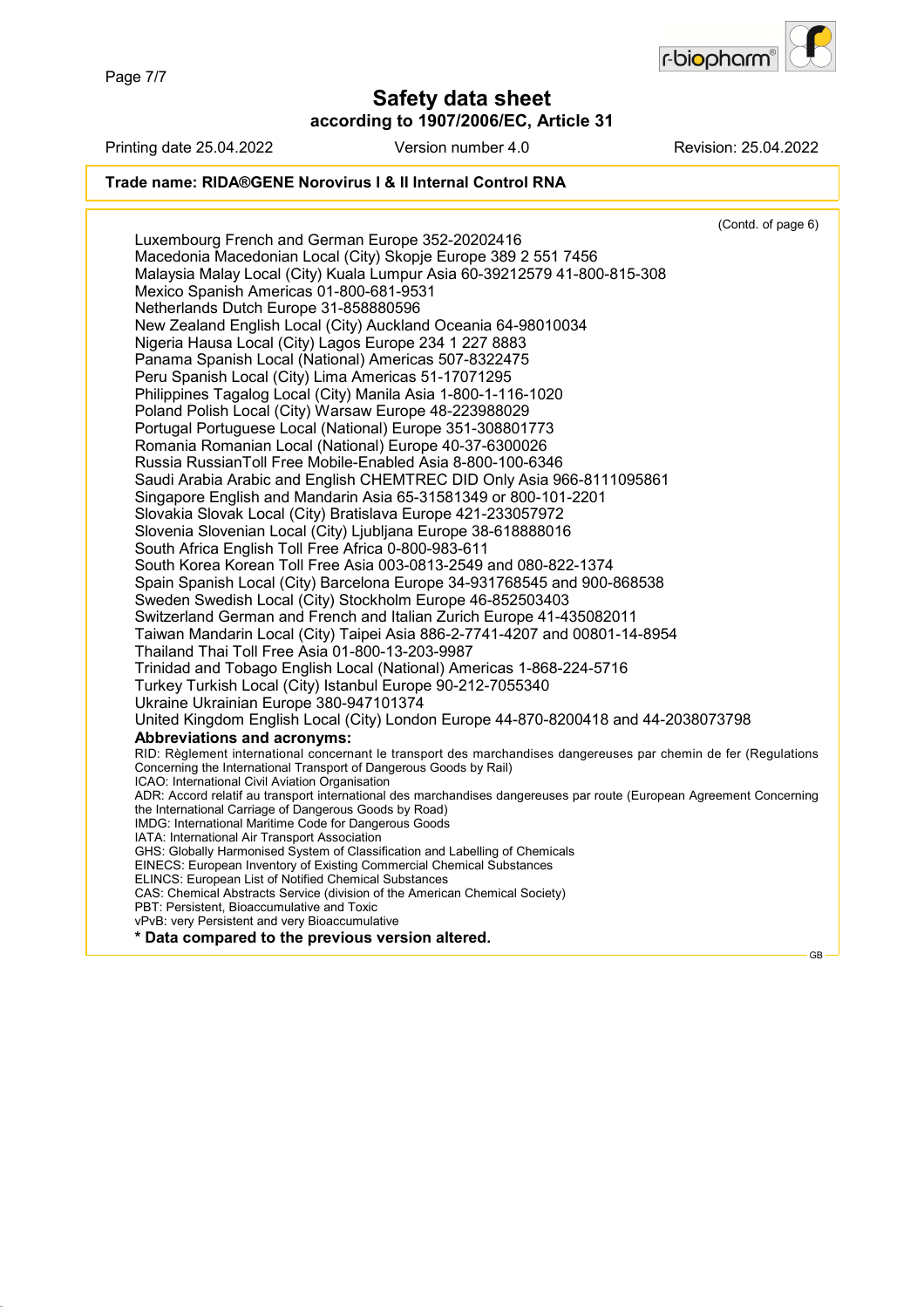**Trade name: RIDA®GENE Norovirus I & II Internal Control RNA**

(Contd. of page 6)

Luxembourg French and German Europe 352-20202416
Macedonia Macedonian Local (City) Skopje Europe 389 2 551 7456
Malaysia Malay Local (City) Kuala Lumpur Asia 60-39212579 41-800-815-308
Mexico Spanish Americas 01-800-681-9531
Netherlands Dutch Europe 31-858880596
New Zealand English Local (City) Auckland Oceania 64-98010034
Nigeria Hausa Local (City) Lagos Europe 234 1 227 8883
Panama Spanish Local (National) Americas 507-8322475
Peru Spanish Local (City) Lima Americas 51-17071295
Philippines Tagalog Local (City) Manila Asia 1-800-1-116-1020
Poland Polish Local (City) Warsaw Europe 48-223988029
Portugal Portuguese Local (National) Europe 351-308801773
Romania Romanian Local (National) Europe 40-37-6300026
Russia RussianToll Free Mobile-Enabled Asia 8-800-100-6346
Saudi Arabia Arabic and English CHEMTREC DID Only Asia 966-8111095861
Singapore English and Mandarin Asia 65-31581349 or 800-101-2201
Slovakia Slovak Local (City) Bratislava Europe 421-233057972
Slovenia Slovenian Local (City) Ljubljana Europe 38-618888016
South Africa English Toll Free Africa 0-800-983-611
South Korea Korean Toll Free Asia 003-0813-2549 and 080-822-1374
Spain Spanish Local (City) Barcelona Europe 34-931768545 and 900-868538
Sweden Swedish Local (City) Stockholm Europe 46-852503403
Switzerland German and French and Italian Zurich Europe 41-435082011
Taiwan Mandarin Local (City) Taipei Asia 886-2-7741-4207 and 00801-14-8954
Thailand Thai Toll Free Asia 01-800-13-203-9987
Trinidad and Tobago English Local (National) Americas 1-868-224-5716
Turkey Turkish Local (City) Istanbul Europe 90-212-7055340
Ukraine Ukrainian Europe 380-947101374
United Kingdom English Local (City) London Europe 44-870-8200418 and 44-2038073798

**Abbreviations and acronyms:**

RID: Règlement international concernant le transport des marchandises dangereuses par chemin de fer (Regulations Concerning the International Transport of Dangerous Goods by Rail)
ICAO: International Civil Aviation Organisation
ADR: Accord relatif au transport international des marchandises dangereuses par route (European Agreement Concerning the International Carriage of Dangerous Goods by Road)
IMDG: International Maritime Code for Dangerous Goods
IATA: International Air Transport Association
GHS: Globally Harmonised System of Classification and Labelling of Chemicals
EINECS: European Inventory of Existing Commercial Chemical Substances
ELINCS: European List of Notified Chemical Substances
CAS: Chemical Abstracts Service (division of the American Chemical Society)
PBT: Persistent, Bioaccumulative and Toxic
vPvB: very Persistent and very Bioaccumulative

**\* Data compared to the previous version altered.**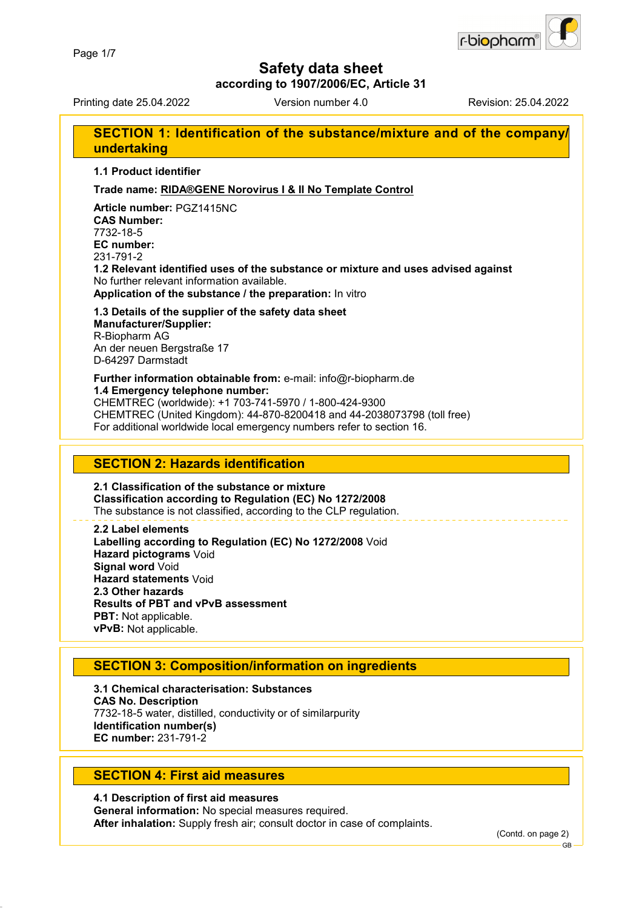# Safety data sheet

**according to 1907/2006/EC, Article 31**

Printing date 25.04.2022 Version number 4.0 Revision: 25.04.2022

## SECTION 1: Identification of the substance/mixture and of the company/undertaking

**1.1 Product identifier**

**Trade name: RIDA®GENE Norovirus I & II No Template Control**

**Article number:** PGZ1415NC
**CAS Number:**
7732-18-5
**EC number:**
231-791-2
**1.2 Relevant identified uses of the substance or mixture and uses advised against**
No further relevant information available.
**Application of the substance / the preparation:** In vitro

**1.3 Details of the supplier of the safety data sheet**
**Manufacturer/Supplier:**
R-Biopharm AG
An der neuen Bergstraße 17
D-64297 Darmstadt

**Further information obtainable from:** e-mail: info@r-biopharm.de
**1.4 Emergency telephone number:**
CHEMTREC (worldwide): +1 703-741-5970 / 1-800-424-9300
CHEMTREC (United Kingdom): 44-870-8200418 and 44-2038073798 (toll free)
For additional worldwide local emergency numbers refer to section 16.

## SECTION 2: Hazards identification

**2.1 Classification of the substance or mixture**
**Classification according to Regulation (EC) No 1272/2008**
The substance is not classified, according to the CLP regulation.

**2.2 Label elements**
**Labelling according to Regulation (EC) No 1272/2008** Void
**Hazard pictograms** Void
**Signal word** Void
**Hazard statements** Void
**2.3 Other hazards**
**Results of PBT and vPvB assessment**
**PBT:** Not applicable.
**vPvB:** Not applicable.

## SECTION 3: Composition/information on ingredients

**3.1 Chemical characterisation: Substances**
**CAS No. Description**
7732-18-5 water, distilled, conductivity or of similarpurity
**Identification number(s)**
**EC number:** 231-791-2

## SECTION 4: First aid measures

**4.1 Description of first aid measures**
**General information:** No special measures required.
**After inhalation:** Supply fresh air; consult doctor in case of complaints.

(Contd. on page 2)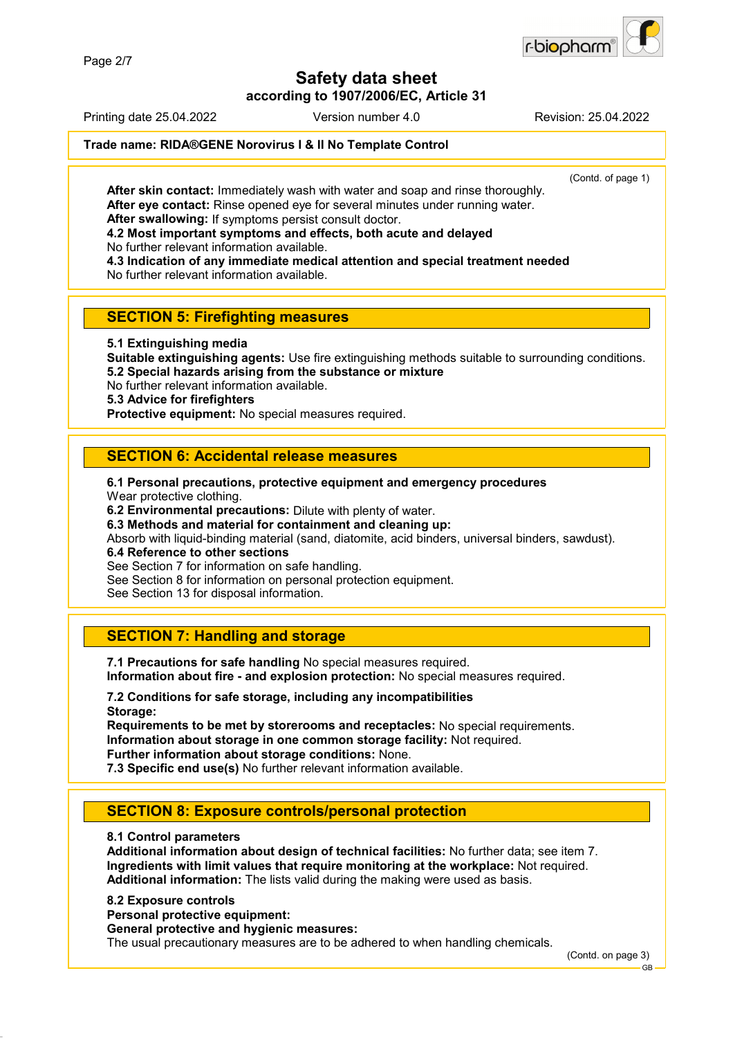# Safety data sheet

**according to 1907/2006/EC, Article 31**

Printing date 25.04.2022 Version number 4.0 Revision: 25.04.2022

**Trade name: RIDA®GENE Norovirus I & II No Template Control**

(Contd. of page 1)

**After skin contact:** Immediately wash with water and soap and rinse thoroughly.
**After eye contact:** Rinse opened eye for several minutes under running water.
**After swallowing:** If symptoms persist consult doctor.
**4.2 Most important symptoms and effects, both acute and delayed**
No further relevant information available.
**4.3 Indication of any immediate medical attention and special treatment needed**
No further relevant information available.

## SECTION 5: Firefighting measures

**5.1 Extinguishing media**
**Suitable extinguishing agents:** Use fire extinguishing methods suitable to surrounding conditions.
**5.2 Special hazards arising from the substance or mixture**
No further relevant information available.
**5.3 Advice for firefighters**
**Protective equipment:** No special measures required.

## SECTION 6: Accidental release measures

**6.1 Personal precautions, protective equipment and emergency procedures**
Wear protective clothing.
**6.2 Environmental precautions:** Dilute with plenty of water.
**6.3 Methods and material for containment and cleaning up:**
Absorb with liquid-binding material (sand, diatomite, acid binders, universal binders, sawdust).
**6.4 Reference to other sections**
See Section 7 for information on safe handling.
See Section 8 for information on personal protection equipment.
See Section 13 for disposal information.

## SECTION 7: Handling and storage

**7.1 Precautions for safe handling** No special measures required.
**Information about fire - and explosion protection:** No special measures required.

**7.2 Conditions for safe storage, including any incompatibilities**
**Storage:**
**Requirements to be met by storerooms and receptacles:** No special requirements.
**Information about storage in one common storage facility:** Not required.
**Further information about storage conditions:** None.
**7.3 Specific end use(s)** No further relevant information available.

## SECTION 8: Exposure controls/personal protection

**8.1 Control parameters**
**Additional information about design of technical facilities:** No further data; see item 7.
**Ingredients with limit values that require monitoring at the workplace:** Not required.
**Additional information:** The lists valid during the making were used as basis.

**8.2 Exposure controls**
**Personal protective equipment:**
**General protective and hygienic measures:**
The usual precautionary measures are to be adhered to when handling chemicals.

(Contd. on page 3)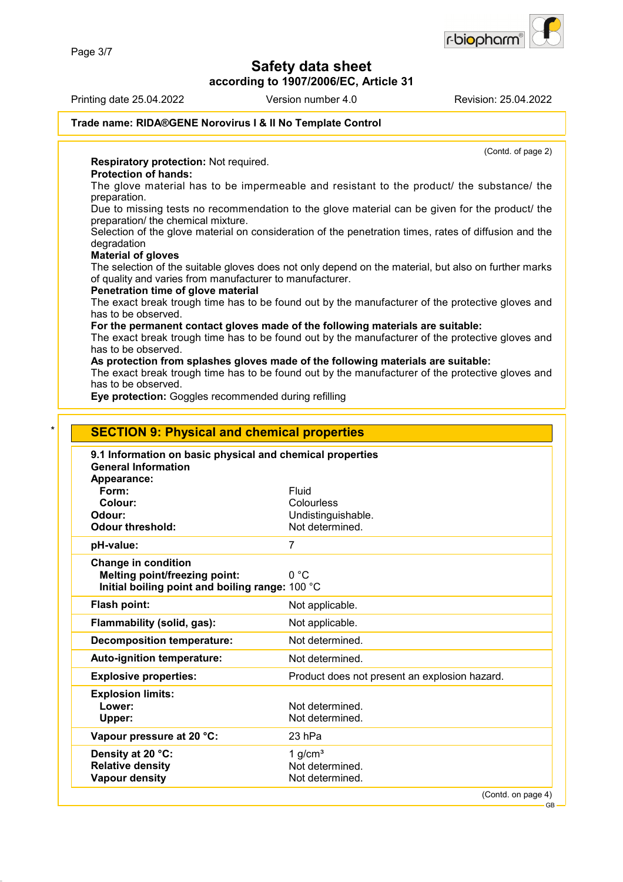(Contd. of page 2)

**Respiratory protection:** Not required.

**Protection of hands:**

The glove material has to be impermeable and resistant to the product/ the substance/ the preparation.

Due to missing tests no recommendation to the glove material can be given for the product/ the preparation/ the chemical mixture.

Selection of the glove material on consideration of the penetration times, rates of diffusion and the degradation

**Material of gloves**

The selection of the suitable gloves does not only depend on the material, but also on further marks of quality and varies from manufacturer to manufacturer.

**Penetration time of glove material**

The exact break trough time has to be found out by the manufacturer of the protective gloves and has to be observed.

**For the permanent contact gloves made of the following materials are suitable:**

The exact break trough time has to be found out by the manufacturer of the protective gloves and has to be observed.

**As protection from splashes gloves made of the following materials are suitable:**

The exact break trough time has to be found out by the manufacturer of the protective gloves and has to be observed.

**Eye protection:** Goggles recommended during refilling

\*

## SECTION 9: Physical and chemical properties

**9.1 Information on basic physical and chemical properties**

**General Information**

| | |
|---|---|
| **Appearance:** | |
| **Form:** | Fluid |
| **Colour:** | Colourless |
| **Odour:** | Undistinguishable. |
| **Odour threshold:** | Not determined. |
| **pH-value:** | 7 |
| **Change in condition** | |
| **Melting point/freezing point:** | 0 °C |
| **Initial boiling point and boiling range:** | 100 °C |
| **Flash point:** | Not applicable. |
| **Flammability (solid, gas):** | Not applicable. |
| **Decomposition temperature:** | Not determined. |
| **Auto-ignition temperature:** | Not determined. |
| **Explosive properties:** | Product does not present an explosion hazard. |
| **Explosion limits:** | |
| **Lower:** | Not determined. |
| **Upper:** | Not determined. |
| **Vapour pressure at 20 °C:** | 23 hPa |
| **Density at 20 °C:** | 1 g/cm³ |
| **Relative density** | Not determined. |
| **Vapour density** | Not determined. |

(Contd. on page 4)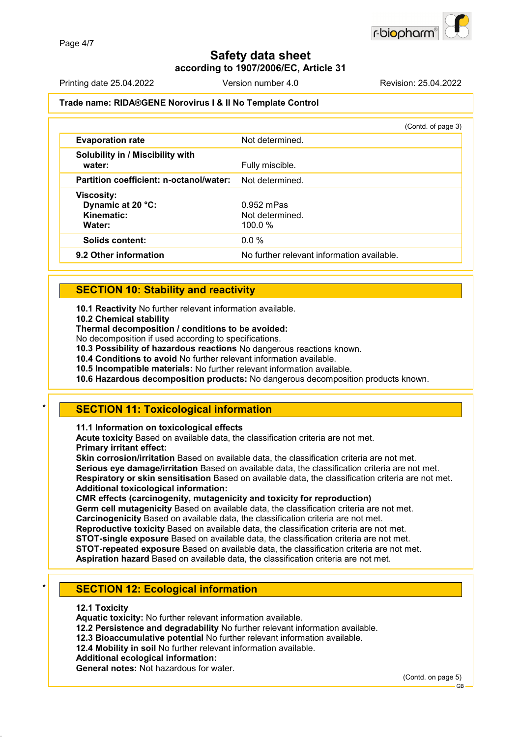# Safety data sheet

**according to 1907/2006/EC, Article 31**

Printing date 25.04.2022 Version number 4.0 Revision: 25.04.2022

**Trade name: RIDA®GENE Norovirus I & II No Template Control**

(Contd. of page 3)

| | |
|---|---|
| **Evaporation rate** | Not determined. |
| **Solubility in / Miscibility with water:** | Fully miscible. |
| **Partition coefficient: n-octanol/water:** | Not determined. |
| **Viscosity:** | |
| **Dynamic at 20 °C:** | 0.952 mPas |
| **Kinematic:** | Not determined. |
| **Water:** | 100.0 % |
| **Solids content:** | 0.0 % |
| **9.2 Other information** | No further relevant information available. |

## SECTION 10: Stability and reactivity

**10.1 Reactivity** No further relevant information available.
**10.2 Chemical stability**
**Thermal decomposition / conditions to be avoided:**
No decomposition if used according to specifications.
**10.3 Possibility of hazardous reactions** No dangerous reactions known.
**10.4 Conditions to avoid** No further relevant information available.
**10.5 Incompatible materials:** No further relevant information available.
**10.6 Hazardous decomposition products:** No dangerous decomposition products known.

## SECTION 11: Toxicological information

**11.1 Information on toxicological effects**
**Acute toxicity** Based on available data, the classification criteria are not met.
**Primary irritant effect:**
**Skin corrosion/irritation** Based on available data, the classification criteria are not met.
**Serious eye damage/irritation** Based on available data, the classification criteria are not met.
**Respiratory or skin sensitisation** Based on available data, the classification criteria are not met.
**Additional toxicological information:**
**CMR effects (carcinogenity, mutagenicity and toxicity for reproduction)**
**Germ cell mutagenicity** Based on available data, the classification criteria are not met.
**Carcinogenicity** Based on available data, the classification criteria are not met.
**Reproductive toxicity** Based on available data, the classification criteria are not met.
**STOT-single exposure** Based on available data, the classification criteria are not met.
**STOT-repeated exposure** Based on available data, the classification criteria are not met.
**Aspiration hazard** Based on available data, the classification criteria are not met.

## SECTION 12: Ecological information

**12.1 Toxicity**
**Aquatic toxicity:** No further relevant information available.
**12.2 Persistence and degradability** No further relevant information available.
**12.3 Bioaccumulative potential** No further relevant information available.
**12.4 Mobility in soil** No further relevant information available.
**Additional ecological information:**
**General notes:** Not hazardous for water.

(Contd. on page 5)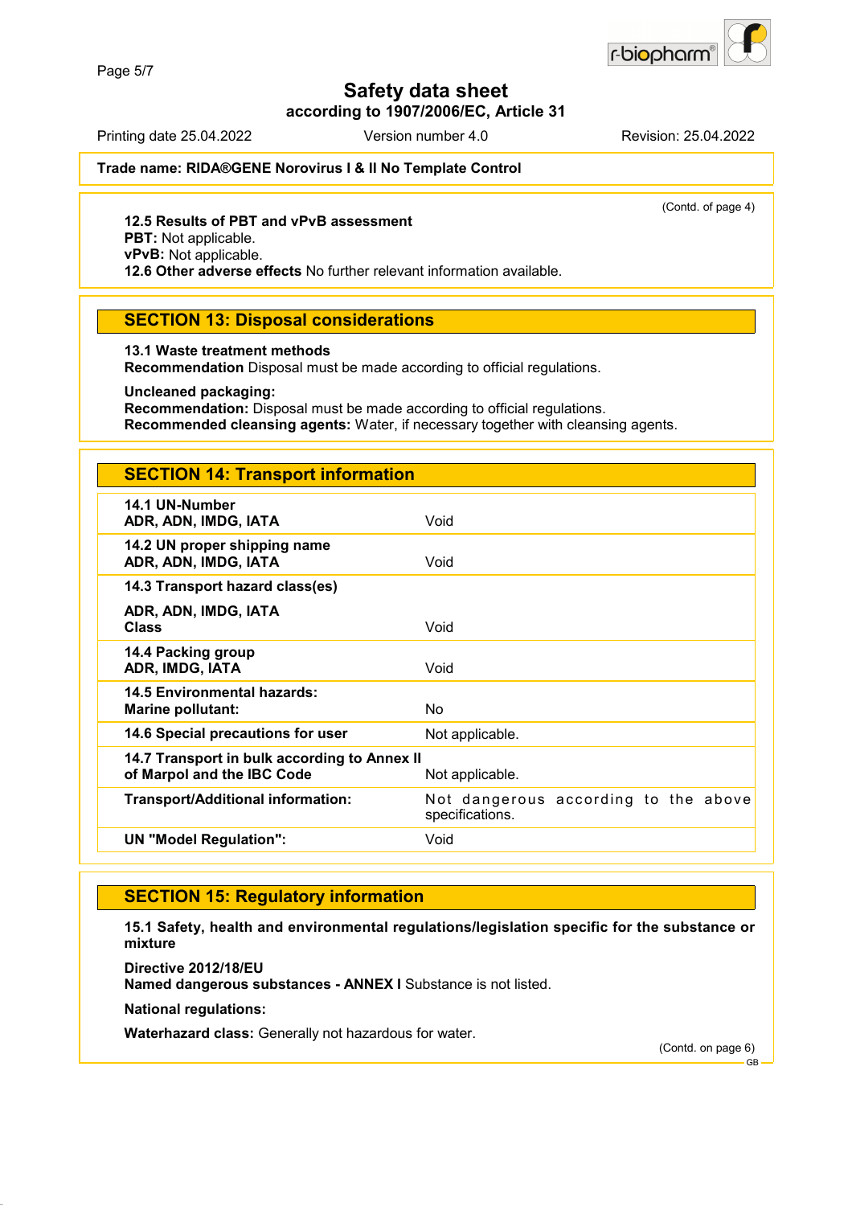# Safety data sheet

## according to 1907/2006/EC, Article 31

Printing date 25.04.2022 Version number 4.0 Revision: 25.04.2022

**Trade name: RIDA®GENE Norovirus I & II No Template Control**

(Contd. of page 4)

**12.5 Results of PBT and vPvB assessment**
**PBT:** Not applicable.
**vPvB:** Not applicable.
**12.6 Other adverse effects** No further relevant information available.

## SECTION 13: Disposal considerations

**13.1 Waste treatment methods**
**Recommendation** Disposal must be made according to official regulations.

**Uncleaned packaging:**
**Recommendation:** Disposal must be made according to official regulations.
**Recommended cleansing agents:** Water, if necessary together with cleansing agents.

## SECTION 14: Transport information

| | |
|---|---|
| **14.1 UN-Number**<br>**ADR, ADN, IMDG, IATA** | Void |
| **14.2 UN proper shipping name**<br>**ADR, ADN, IMDG, IATA** | Void |
| **14.3 Transport hazard class(es)**<br><br>**ADR, ADN, IMDG, IATA**<br>**Class** | Void |
| **14.4 Packing group**<br>**ADR, IMDG, IATA** | Void |
| **14.5 Environmental hazards:**<br>**Marine pollutant:** | No |
| **14.6 Special precautions for user** | Not applicable. |
| **14.7 Transport in bulk according to Annex II of Marpol and the IBC Code** | Not applicable. |
| **Transport/Additional information:** | Not dangerous according to the above specifications. |
| **UN "Model Regulation":** | Void |

## SECTION 15: Regulatory information

**15.1 Safety, health and environmental regulations/legislation specific for the substance or mixture**

**Directive 2012/18/EU**
**Named dangerous substances - ANNEX I** Substance is not listed.

**National regulations:**

**Waterhazard class:** Generally not hazardous for water.

(Contd. on page 6)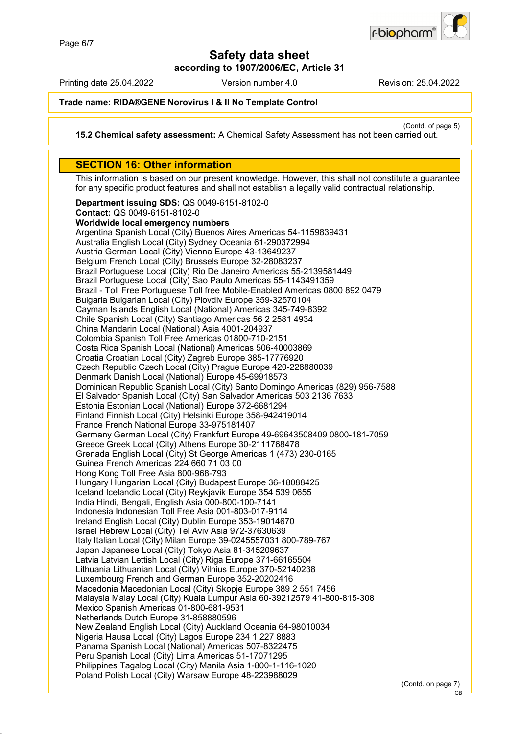**Trade name: RIDA®GENE Norovirus I & II No Template Control**

(Contd. of page 5)

**15.2 Chemical safety assessment:** A Chemical Safety Assessment has not been carried out.

## SECTION 16: Other information

This information is based on our present knowledge. However, this shall not constitute a guarantee for any specific product features and shall not establish a legally valid contractual relationship.

**Department issuing SDS:** QS 0049-6151-8102-0
**Contact:** QS 0049-6151-8102-0
**Worldwide local emergency numbers**
Argentina Spanish Local (City) Buenos Aires Americas 54-1159839431
Australia English Local (City) Sydney Oceania 61-290372994
Austria German Local (City) Vienna Europe 43-13649237
Belgium French Local (City) Brussels Europe 32-28083237
Brazil Portuguese Local (City) Rio De Janeiro Americas 55-2139581449
Brazil Portuguese Local (City) Sao Paulo Americas 55-1143491359
Brazil - Toll Free Portuguese Toll free Mobile-Enabled Americas 0800 892 0479
Bulgaria Bulgarian Local (City) Plovdiv Europe 359-32570104
Cayman Islands English Local (National) Americas 345-749-8392
Chile Spanish Local (City) Santiago Americas 56 2 2581 4934
China Mandarin Local (National) Asia 4001-204937
Colombia Spanish Toll Free Americas 01800-710-2151
Costa Rica Spanish Local (National) Americas 506-40003869
Croatia Croatian Local (City) Zagreb Europe 385-17776920
Czech Republic Czech Local (City) Prague Europe 420-228880039
Denmark Danish Local (National) Europe 45-69918573
Dominican Republic Spanish Local (City) Santo Domingo Americas (829) 956-7588
El Salvador Spanish Local (City) San Salvador Americas 503 2136 7633
Estonia Estonian Local (National) Europe 372-6681294
Finland Finnish Local (City) Helsinki Europe 358-942419014
France French National Europe 33-975181407
Germany German Local (City) Frankfurt Europe 49-69643508409 0800-181-7059
Greece Greek Local (City) Athens Europe 30-2111768478
Grenada English Local (City) St George Americas 1 (473) 230-0165
Guinea French Americas 224 660 71 03 00
Hong Kong Toll Free Asia 800-968-793
Hungary Hungarian Local (City) Budapest Europe 36-18088425
Iceland Icelandic Local (City) Reykjavik Europe 354 539 0655
India Hindi, Bengali, English Asia 000-800-100-7141
Indonesia Indonesian Toll Free Asia 001-803-017-9114
Ireland English Local (City) Dublin Europe 353-19014670
Israel Hebrew Local (City) Tel Aviv Asia 972-37630639
Italy Italian Local (City) Milan Europe 39-0245557031 800-789-767
Japan Japanese Local (City) Tokyo Asia 81-345209637
Latvia Latvian Lettish Local (City) Riga Europe 371-66165504
Lithuania Lithuanian Local (City) Vilnius Europe 370-52140238
Luxembourg French and German Europe 352-20202416
Macedonia Macedonian Local (City) Skopje Europe 389 2 551 7456
Malaysia Malay Local (City) Kuala Lumpur Asia 60-39212579 41-800-815-308
Mexico Spanish Americas 01-800-681-9531
Netherlands Dutch Europe 31-858880596
New Zealand English Local (City) Auckland Oceania 64-98010034
Nigeria Hausa Local (City) Lagos Europe 234 1 227 8883
Panama Spanish Local (National) Americas 507-8322475
Peru Spanish Local (City) Lima Americas 51-17071295
Philippines Tagalog Local (City) Manila Asia 1-800-1-116-1020
Poland Polish Local (City) Warsaw Europe 48-223988029

(Contd. on page 7)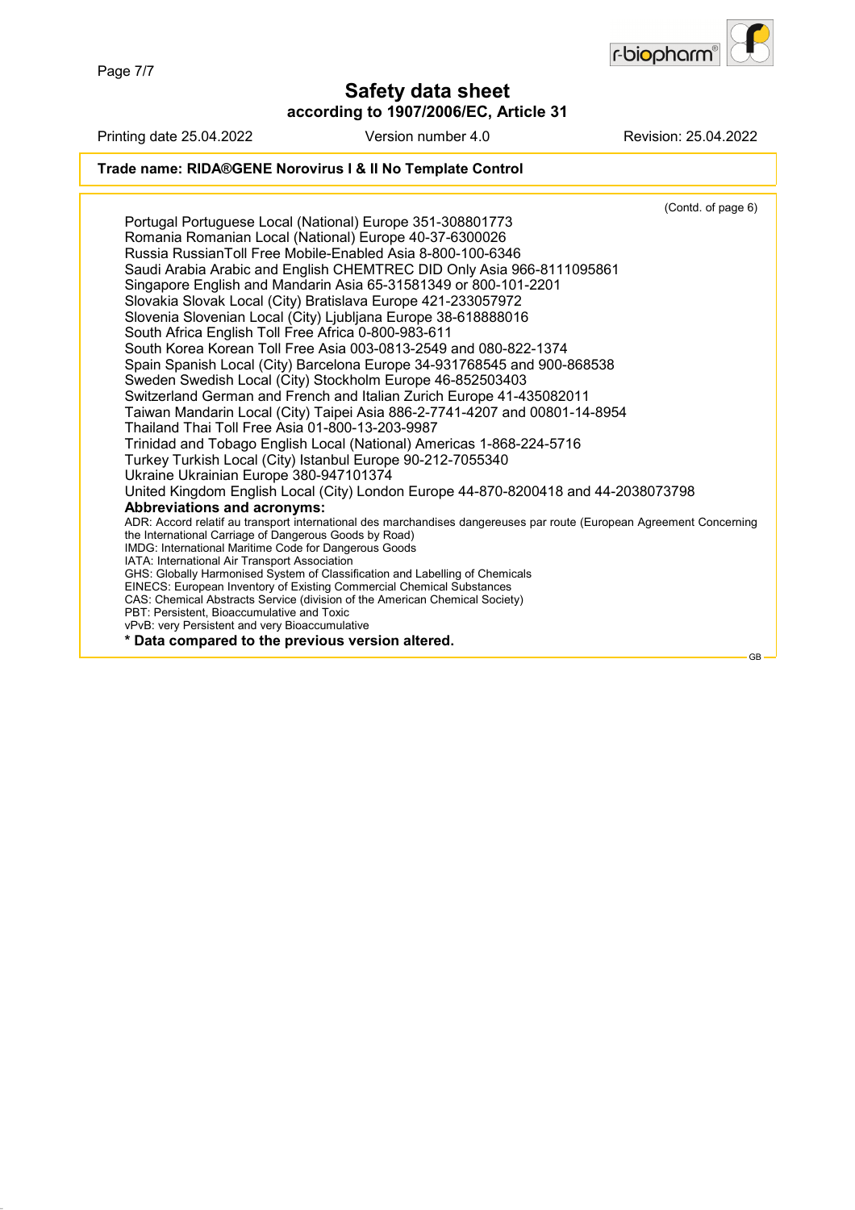(Contd. of page 6)

Portugal Portuguese Local (National) Europe 351-308801773
Romania Romanian Local (National) Europe 40-37-6300026
Russia RussianToll Free Mobile-Enabled Asia 8-800-100-6346
Saudi Arabia Arabic and English CHEMTREC DID Only Asia 966-8111095861
Singapore English and Mandarin Asia 65-31581349 or 800-101-2201
Slovakia Slovak Local (City) Bratislava Europe 421-233057972
Slovenia Slovenian Local (City) Ljubljana Europe 38-618888016
South Africa English Toll Free Africa 0-800-983-611
South Korea Korean Toll Free Asia 003-0813-2549 and 080-822-1374
Spain Spanish Local (City) Barcelona Europe 34-931768545 and 900-868538
Sweden Swedish Local (City) Stockholm Europe 46-852503403
Switzerland German and French and Italian Zurich Europe 41-435082011
Taiwan Mandarin Local (City) Taipei Asia 886-2-7741-4207 and 00801-14-8954
Thailand Thai Toll Free Asia 01-800-13-203-9987
Trinidad and Tobago English Local (National) Americas 1-868-224-5716
Turkey Turkish Local (City) Istanbul Europe 90-212-7055340
Ukraine Ukrainian Europe 380-947101374
United Kingdom English Local (City) London Europe 44-870-8200418 and 44-2038073798

**Abbreviations and acronyms:**

ADR: Accord relatif au transport international des marchandises dangereuses par route (European Agreement Concerning the International Carriage of Dangerous Goods by Road)
IMDG: International Maritime Code for Dangerous Goods
IATA: International Air Transport Association
GHS: Globally Harmonised System of Classification and Labelling of Chemicals
EINECS: European Inventory of Existing Commercial Chemical Substances
CAS: Chemical Abstracts Service (division of the American Chemical Society)
PBT: Persistent, Bioaccumulative and Toxic
vPvB: very Persistent and very Bioaccumulative

**\* Data compared to the previous version altered.**